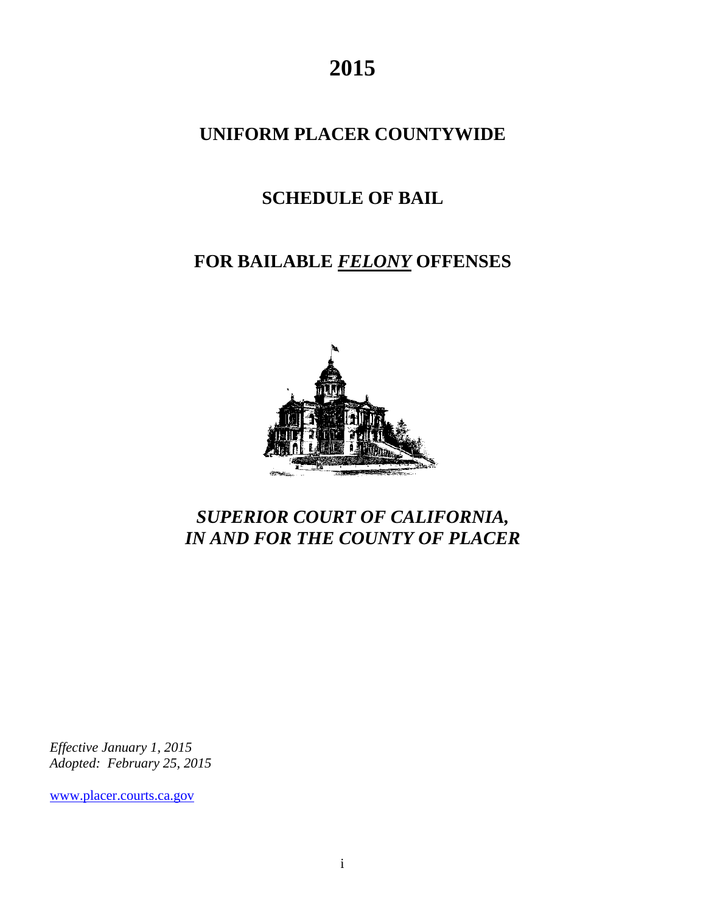# 2015

## UNIFORM PLACER COUNTYWIDE

## SCHEDULE OF BAIL

## FOR BAILABLE ***FELONY*** OFFENSES

***SUPERIOR COURT OF CALIFORNIA,***
***IN AND FOR THE COUNTY OF PLACER***

*Effective January 1, 2015*
*Adopted: February 25, 2015*

www.placer.courts.ca.gov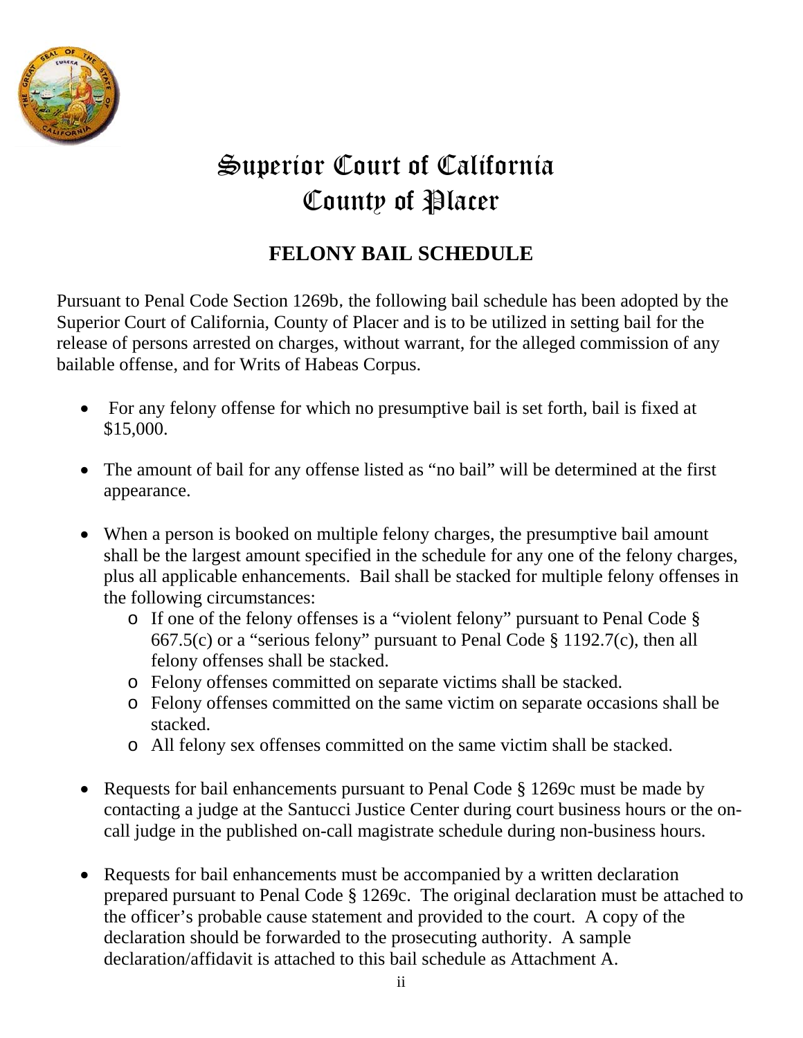# Superior Court of California
# County of Placer

## FELONY BAIL SCHEDULE

Pursuant to Penal Code Section 1269b, the following bail schedule has been adopted by the Superior Court of California, County of Placer and is to be utilized in setting bail for the release of persons arrested on charges, without warrant, for the alleged commission of any bailable offense, and for Writs of Habeas Corpus.

- For any felony offense for which no presumptive bail is set forth, bail is fixed at $15,000.
- The amount of bail for any offense listed as "no bail" will be determined at the first appearance.
- When a person is booked on multiple felony charges, the presumptive bail amount shall be the largest amount specified in the schedule for any one of the felony charges, plus all applicable enhancements. Bail shall be stacked for multiple felony offenses in the following circumstances:
  - If one of the felony offenses is a "violent felony" pursuant to Penal Code § 667.5(c) or a "serious felony" pursuant to Penal Code § 1192.7(c), then all felony offenses shall be stacked.
  - Felony offenses committed on separate victims shall be stacked.
  - Felony offenses committed on the same victim on separate occasions shall be stacked.
  - All felony sex offenses committed on the same victim shall be stacked.
- Requests for bail enhancements pursuant to Penal Code § 1269c must be made by contacting a judge at the Santucci Justice Center during court business hours or the on-call judge in the published on-call magistrate schedule during non-business hours.
- Requests for bail enhancements must be accompanied by a written declaration prepared pursuant to Penal Code § 1269c. The original declaration must be attached to the officer's probable cause statement and provided to the court. A copy of the declaration should be forwarded to the prosecuting authority. A sample declaration/affidavit is attached to this bail schedule as Attachment A.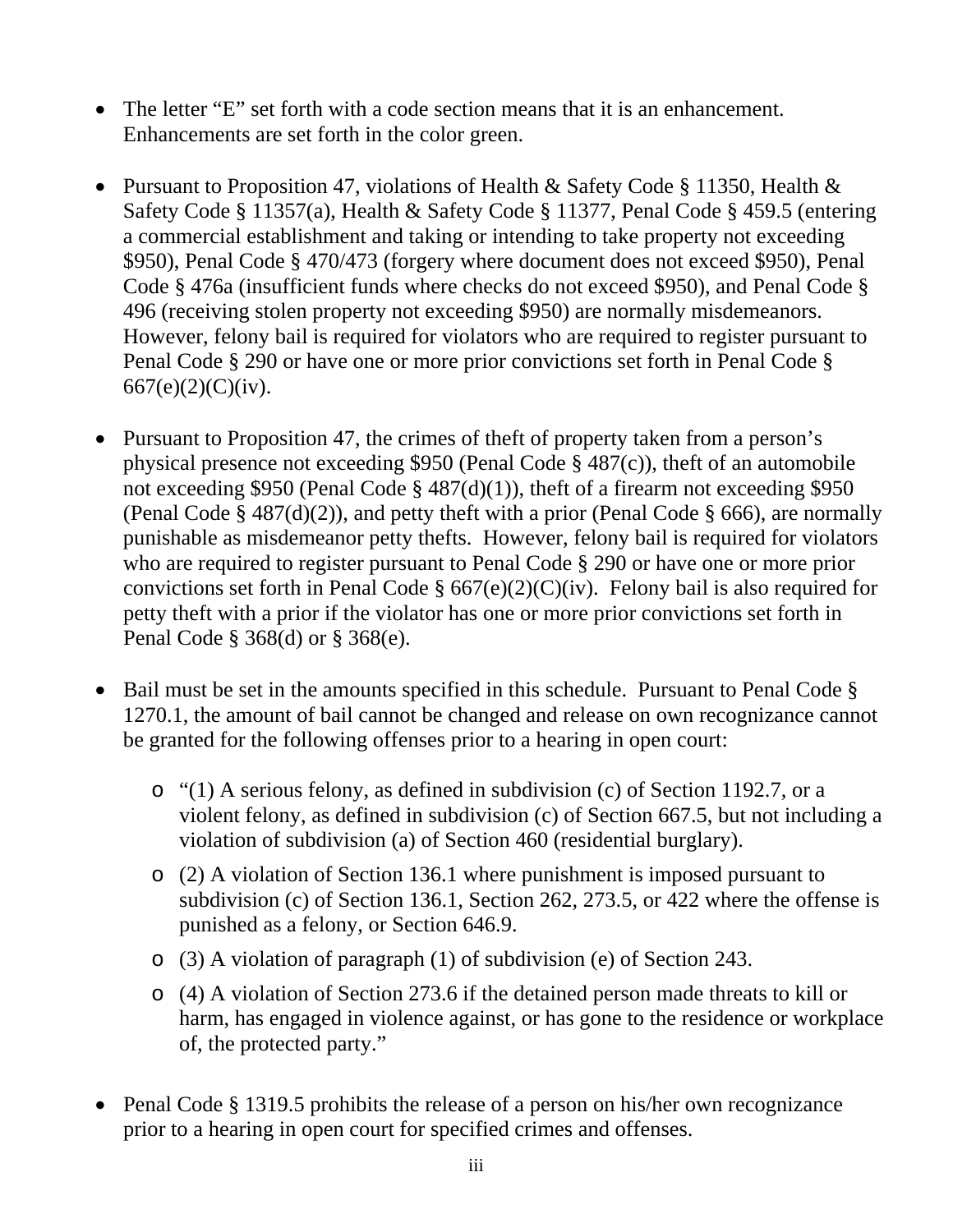- The letter “E” set forth with a code section means that it is an enhancement. Enhancements are set forth in the color green.

- Pursuant to Proposition 47, violations of Health & Safety Code § 11350, Health & Safety Code § 11357(a), Health & Safety Code § 11377, Penal Code § 459.5 (entering a commercial establishment and taking or intending to take property not exceeding $950), Penal Code § 470/473 (forgery where document does not exceed $950), Penal Code § 476a (insufficient funds where checks do not exceed $950), and Penal Code § 496 (receiving stolen property not exceeding $950) are normally misdemeanors. However, felony bail is required for violators who are required to register pursuant to Penal Code § 290 or have one or more prior convictions set forth in Penal Code § 667(e)(2)(C)(iv).

- Pursuant to Proposition 47, the crimes of theft of property taken from a person’s physical presence not exceeding $950 (Penal Code § 487(c)), theft of an automobile not exceeding $950 (Penal Code § 487(d)(1)), theft of a firearm not exceeding $950 (Penal Code § 487(d)(2)), and petty theft with a prior (Penal Code § 666), are normally punishable as misdemeanor petty thefts. However, felony bail is required for violators who are required to register pursuant to Penal Code § 290 or have one or more prior convictions set forth in Penal Code § 667(e)(2)(C)(iv). Felony bail is also required for petty theft with a prior if the violator has one or more prior convictions set forth in Penal Code § 368(d) or § 368(e).

- Bail must be set in the amounts specified in this schedule. Pursuant to Penal Code § 1270.1, the amount of bail cannot be changed and release on own recognizance cannot be granted for the following offenses prior to a hearing in open court:
  - “(1) A serious felony, as defined in subdivision (c) of Section 1192.7, or a violent felony, as defined in subdivision (c) of Section 667.5, but not including a violation of subdivision (a) of Section 460 (residential burglary).
  - (2) A violation of Section 136.1 where punishment is imposed pursuant to subdivision (c) of Section 136.1, Section 262, 273.5, or 422 where the offense is punished as a felony, or Section 646.9.
  - (3) A violation of paragraph (1) of subdivision (e) of Section 243.
  - (4) A violation of Section 273.6 if the detained person made threats to kill or harm, has engaged in violence against, or has gone to the residence or workplace of, the protected party.”

- Penal Code § 1319.5 prohibits the release of a person on his/her own recognizance prior to a hearing in open court for specified crimes and offenses.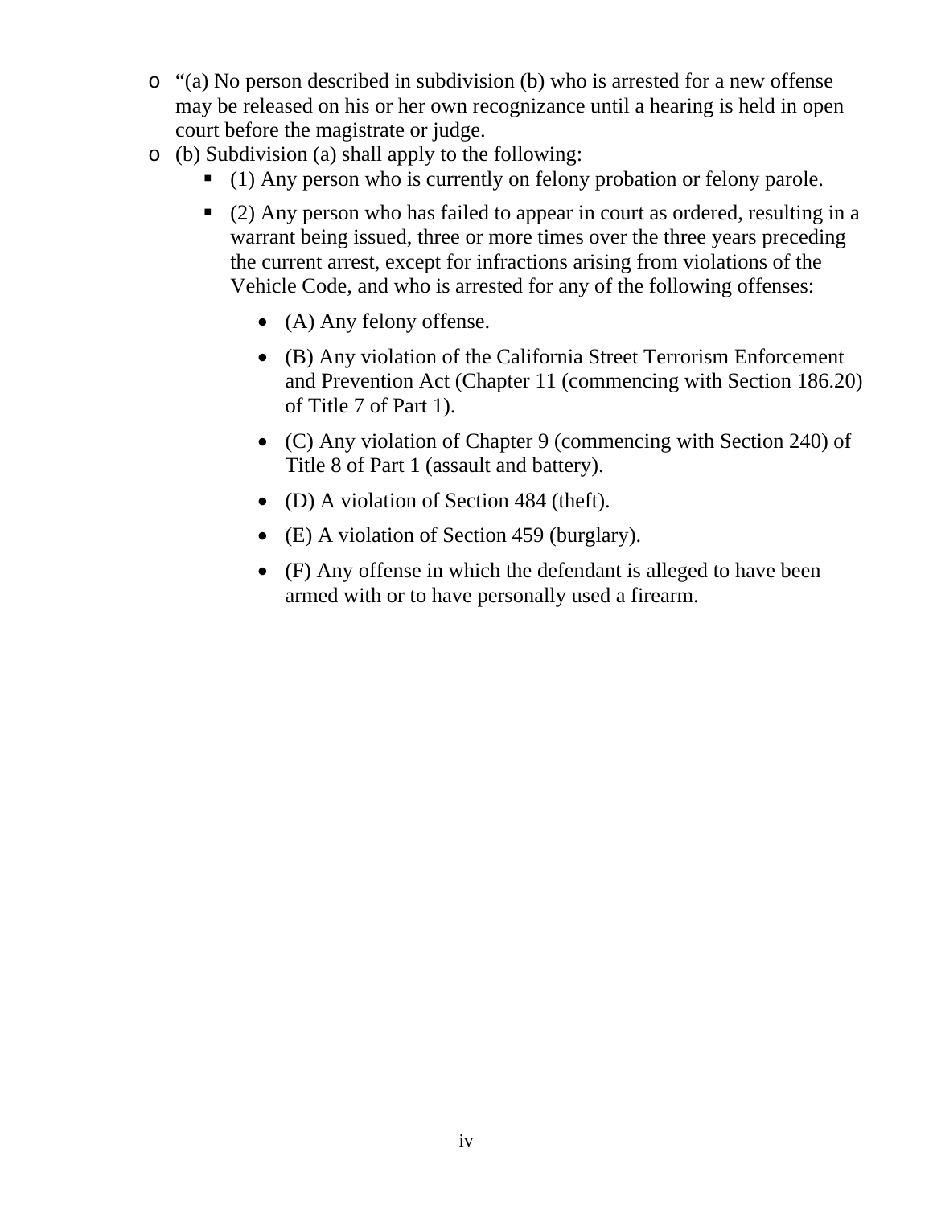- "(a) No person described in subdivision (b) who is arrested for a new offense may be released on his or her own recognizance until a hearing is held in open court before the magistrate or judge.
- (b) Subdivision (a) shall apply to the following:
  - (1) Any person who is currently on felony probation or felony parole.
  - (2) Any person who has failed to appear in court as ordered, resulting in a warrant being issued, three or more times over the three years preceding the current arrest, except for infractions arising from violations of the Vehicle Code, and who is arrested for any of the following offenses:
    - (A) Any felony offense.
    - (B) Any violation of the California Street Terrorism Enforcement and Prevention Act (Chapter 11 (commencing with Section 186.20) of Title 7 of Part 1).
    - (C) Any violation of Chapter 9 (commencing with Section 240) of Title 8 of Part 1 (assault and battery).
    - (D) A violation of Section 484 (theft).
    - (E) A violation of Section 459 (burglary).
    - (F) Any offense in which the defendant is alleged to have been armed with or to have personally used a firearm.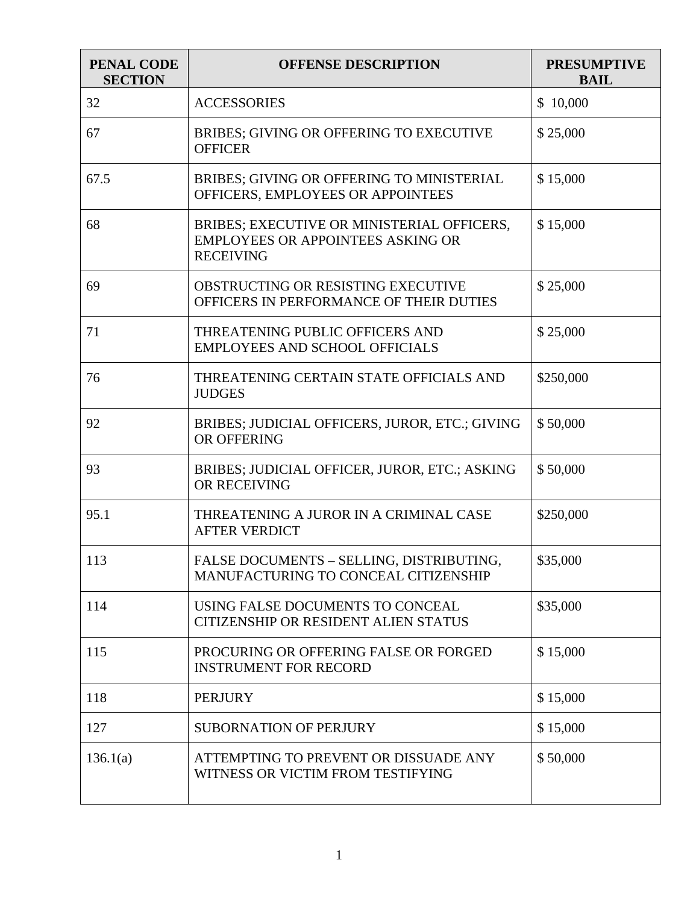| PENAL CODE SECTION | OFFENSE DESCRIPTION | PRESUMPTIVE BAIL |
| --- | --- | --- |
| 32 | ACCESSORIES | $ 10,000 |
| 67 | BRIBES; GIVING OR OFFERING TO EXECUTIVE OFFICER | $ 25,000 |
| 67.5 | BRIBES; GIVING OR OFFERING TO MINISTERIAL OFFICERS, EMPLOYEES OR APPOINTEES | $ 15,000 |
| 68 | BRIBES; EXECUTIVE OR MINISTERIAL OFFICERS, EMPLOYEES OR APPOINTEES ASKING OR RECEIVING | $ 15,000 |
| 69 | OBSTRUCTING OR RESISTING EXECUTIVE OFFICERS IN PERFORMANCE OF THEIR DUTIES | $ 25,000 |
| 71 | THREATENING PUBLIC OFFICERS AND EMPLOYEES AND SCHOOL OFFICIALS | $ 25,000 |
| 76 | THREATENING CERTAIN STATE OFFICIALS AND JUDGES | $250,000 |
| 92 | BRIBES; JUDICIAL OFFICERS, JUROR, ETC.; GIVING OR OFFERING | $ 50,000 |
| 93 | BRIBES; JUDICIAL OFFICER, JUROR, ETC.; ASKING OR RECEIVING | $ 50,000 |
| 95.1 | THREATENING A JUROR IN A CRIMINAL CASE AFTER VERDICT | $250,000 |
| 113 | FALSE DOCUMENTS – SELLING, DISTRIBUTING, MANUFACTURING TO CONCEAL CITIZENSHIP | $35,000 |
| 114 | USING FALSE DOCUMENTS TO CONCEAL CITIZENSHIP OR RESIDENT ALIEN STATUS | $35,000 |
| 115 | PROCURING OR OFFERING FALSE OR FORGED INSTRUMENT FOR RECORD | $ 15,000 |
| 118 | PERJURY | $ 15,000 |
| 127 | SUBORNATION OF PERJURY | $ 15,000 |
| 136.1(a) | ATTEMPTING TO PREVENT OR DISSUADE ANY WITNESS OR VICTIM FROM TESTIFYING | $ 50,000 |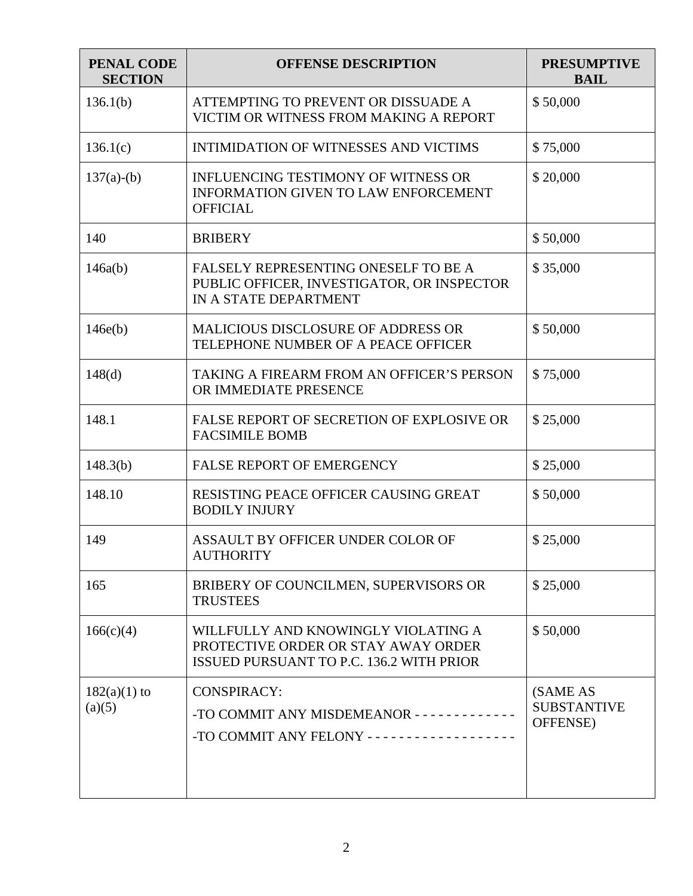| PENAL CODE SECTION | OFFENSE DESCRIPTION | PRESUMPTIVE BAIL |
|---|---|---|
| 136.1(b) | ATTEMPTING TO PREVENT OR DISSUADE A VICTIM OR WITNESS FROM MAKING A REPORT | $ 50,000 |
| 136.1(c) | INTIMIDATION OF WITNESSES AND VICTIMS | $ 75,000 |
| 137(a)-(b) | INFLUENCING TESTIMONY OF WITNESS OR INFORMATION GIVEN TO LAW ENFORCEMENT OFFICIAL | $ 20,000 |
| 140 | BRIBERY | $ 50,000 |
| 146a(b) | FALSELY REPRESENTING ONESELF TO BE A PUBLIC OFFICER, INVESTIGATOR, OR INSPECTOR IN A STATE DEPARTMENT | $ 35,000 |
| 146e(b) | MALICIOUS DISCLOSURE OF ADDRESS OR TELEPHONE NUMBER OF A PEACE OFFICER | $ 50,000 |
| 148(d) | TAKING A FIREARM FROM AN OFFICER'S PERSON OR IMMEDIATE PRESENCE | $ 75,000 |
| 148.1 | FALSE REPORT OF SECRETION OF EXPLOSIVE OR FACSIMILE BOMB | $ 25,000 |
| 148.3(b) | FALSE REPORT OF EMERGENCY | $ 25,000 |
| 148.10 | RESISTING PEACE OFFICER CAUSING GREAT BODILY INJURY | $ 50,000 |
| 149 | ASSAULT BY OFFICER UNDER COLOR OF AUTHORITY | $ 25,000 |
| 165 | BRIBERY OF COUNCILMEN, SUPERVISORS OR TRUSTEES | $ 25,000 |
| 166(c)(4) | WILLFULLY AND KNOWINGLY VIOLATING A PROTECTIVE ORDER OR STAY AWAY ORDER ISSUED PURSUANT TO P.C. 136.2 WITH PRIOR | $ 50,000 |
| 182(a)(1) to (a)(5) | CONSPIRACY:<br>-TO COMMIT ANY MISDEMEANOR - - - - - - - - - - - - -<br>-TO COMMIT ANY FELONY - - - - - - - - - - - - - - - - - - - | (SAME AS SUBSTANTIVE OFFENSE) |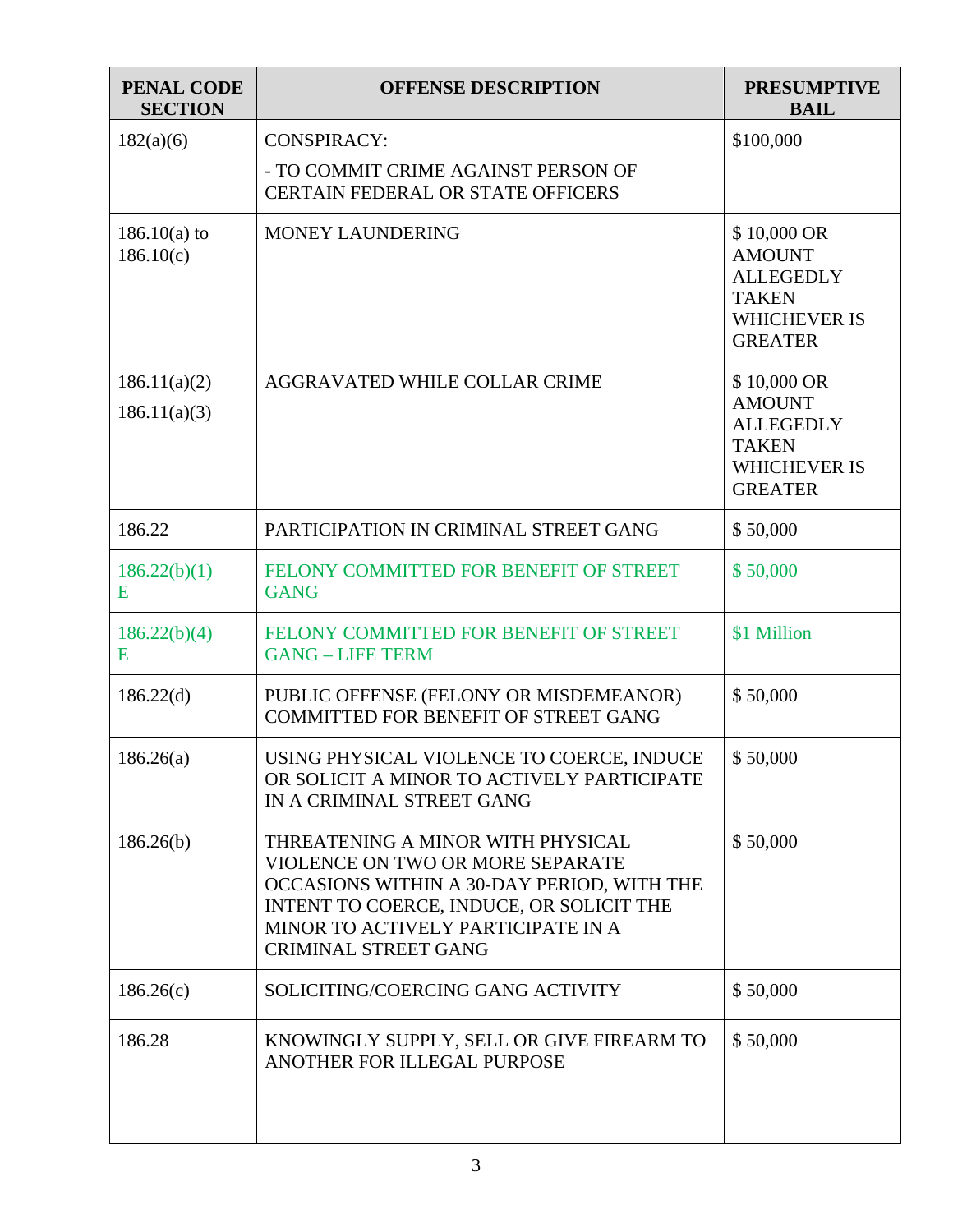| PENAL CODE SECTION | OFFENSE DESCRIPTION | PRESUMPTIVE BAIL |
|---|---|---|
| 182(a)(6) | CONSPIRACY:<br>- TO COMMIT CRIME AGAINST PERSON OF CERTAIN FEDERAL OR STATE OFFICERS | $100,000 |
| 186.10(a) to 186.10(c) | MONEY LAUNDERING | $ 10,000 OR AMOUNT ALLEGEDLY TAKEN WHICHEVER IS GREATER |
| 186.11(a)(2)<br>186.11(a)(3) | AGGRAVATED WHILE COLLAR CRIME | $ 10,000 OR AMOUNT ALLEGEDLY TAKEN WHICHEVER IS GREATER |
| 186.22 | PARTICIPATION IN CRIMINAL STREET GANG | $ 50,000 |
| 186.22(b)(1) E | FELONY COMMITTED FOR BENEFIT OF STREET GANG | $ 50,000 |
| 186.22(b)(4) E | FELONY COMMITTED FOR BENEFIT OF STREET GANG – LIFE TERM | $1 Million |
| 186.22(d) | PUBLIC OFFENSE (FELONY OR MISDEMEANOR) COMMITTED FOR BENEFIT OF STREET GANG | $ 50,000 |
| 186.26(a) | USING PHYSICAL VIOLENCE TO COERCE, INDUCE OR SOLICIT A MINOR TO ACTIVELY PARTICIPATE IN A CRIMINAL STREET GANG | $ 50,000 |
| 186.26(b) | THREATENING A MINOR WITH PHYSICAL VIOLENCE ON TWO OR MORE SEPARATE OCCASIONS WITHIN A 30-DAY PERIOD, WITH THE INTENT TO COERCE, INDUCE, OR SOLICIT THE MINOR TO ACTIVELY PARTICIPATE IN A CRIMINAL STREET GANG | $ 50,000 |
| 186.26(c) | SOLICITING/COERCING GANG ACTIVITY | $ 50,000 |
| 186.28 | KNOWINGLY SUPPLY, SELL OR GIVE FIREARM TO ANOTHER FOR ILLEGAL PURPOSE | $ 50,000 |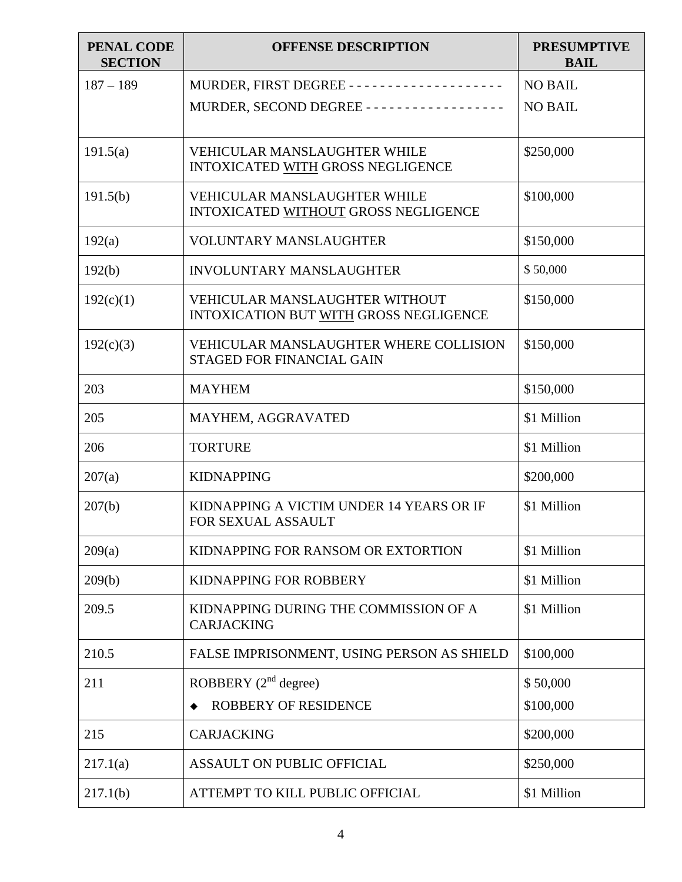| PENAL CODE SECTION | OFFENSE DESCRIPTION | PRESUMPTIVE BAIL |
|---|---|---|
| 187 – 189 | MURDER, FIRST DEGREE - - - - - - - - - - - - - - - - - - - -<br>MURDER, SECOND DEGREE - - - - - - - - - - - - - - - - - - | NO BAIL<br>NO BAIL |
| 191.5(a) | VEHICULAR MANSLAUGHTER WHILE INTOXICATED WITH GROSS NEGLIGENCE | $250,000 |
| 191.5(b) | VEHICULAR MANSLAUGHTER WHILE INTOXICATED WITHOUT GROSS NEGLIGENCE | $100,000 |
| 192(a) | VOLUNTARY MANSLAUGHTER | $150,000 |
| 192(b) | INVOLUNTARY MANSLAUGHTER | $ 50,000 |
| 192(c)(1) | VEHICULAR MANSLAUGHTER WITHOUT INTOXICATION BUT WITH GROSS NEGLIGENCE | $150,000 |
| 192(c)(3) | VEHICULAR MANSLAUGHTER WHERE COLLISION STAGED FOR FINANCIAL GAIN | $150,000 |
| 203 | MAYHEM | $150,000 |
| 205 | MAYHEM, AGGRAVATED | $1 Million |
| 206 | TORTURE | $1 Million |
| 207(a) | KIDNAPPING | $200,000 |
| 207(b) | KIDNAPPING A VICTIM UNDER 14 YEARS OR IF FOR SEXUAL ASSAULT | $1 Million |
| 209(a) | KIDNAPPING FOR RANSOM OR EXTORTION | $1 Million |
| 209(b) | KIDNAPPING FOR ROBBERY | $1 Million |
| 209.5 | KIDNAPPING DURING THE COMMISSION OF A CARJACKING | $1 Million |
| 210.5 | FALSE IMPRISONMENT, USING PERSON AS SHIELD | $100,000 |
| 211 | ROBBERY (2nd degree)<br>◆ ROBBERY OF RESIDENCE | $ 50,000<br>$100,000 |
| 215 | CARJACKING | $200,000 |
| 217.1(a) | ASSAULT ON PUBLIC OFFICIAL | $250,000 |
| 217.1(b) | ATTEMPT TO KILL PUBLIC OFFICIAL | $1 Million |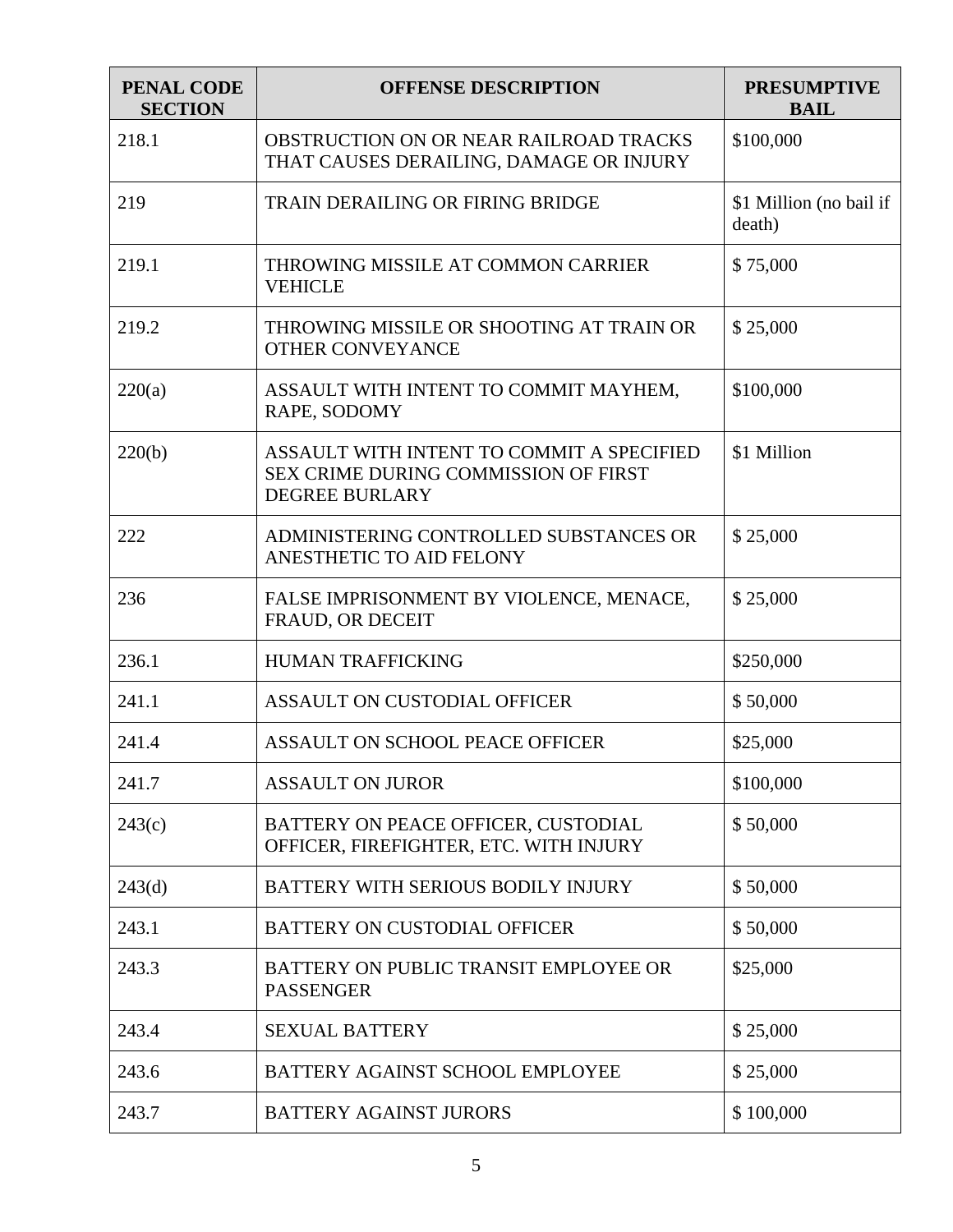| PENAL CODE SECTION | OFFENSE DESCRIPTION | PRESUMPTIVE BAIL |
|---|---|---|
| 218.1 | OBSTRUCTION ON OR NEAR RAILROAD TRACKS THAT CAUSES DERAILING, DAMAGE OR INJURY | $100,000 |
| 219 | TRAIN DERAILING OR FIRING BRIDGE | $1 Million (no bail if death) |
| 219.1 | THROWING MISSILE AT COMMON CARRIER VEHICLE | $ 75,000 |
| 219.2 | THROWING MISSILE OR SHOOTING AT TRAIN OR OTHER CONVEYANCE | $ 25,000 |
| 220(a) | ASSAULT WITH INTENT TO COMMIT MAYHEM, RAPE, SODOMY | $100,000 |
| 220(b) | ASSAULT WITH INTENT TO COMMIT A SPECIFIED SEX CRIME DURING COMMISSION OF FIRST DEGREE BURLARY | $1 Million |
| 222 | ADMINISTERING CONTROLLED SUBSTANCES OR ANESTHETIC TO AID FELONY | $ 25,000 |
| 236 | FALSE IMPRISONMENT BY VIOLENCE, MENACE, FRAUD, OR DECEIT | $ 25,000 |
| 236.1 | HUMAN TRAFFICKING | $250,000 |
| 241.1 | ASSAULT ON CUSTODIAL OFFICER | $ 50,000 |
| 241.4 | ASSAULT ON SCHOOL PEACE OFFICER | $25,000 |
| 241.7 | ASSAULT ON JUROR | $100,000 |
| 243(c) | BATTERY ON PEACE OFFICER, CUSTODIAL OFFICER, FIREFIGHTER, ETC. WITH INJURY | $ 50,000 |
| 243(d) | BATTERY WITH SERIOUS BODILY INJURY | $ 50,000 |
| 243.1 | BATTERY ON CUSTODIAL OFFICER | $ 50,000 |
| 243.3 | BATTERY ON PUBLIC TRANSIT EMPLOYEE OR PASSENGER | $25,000 |
| 243.4 | SEXUAL BATTERY | $ 25,000 |
| 243.6 | BATTERY AGAINST SCHOOL EMPLOYEE | $ 25,000 |
| 243.7 | BATTERY AGAINST JURORS | $ 100,000 |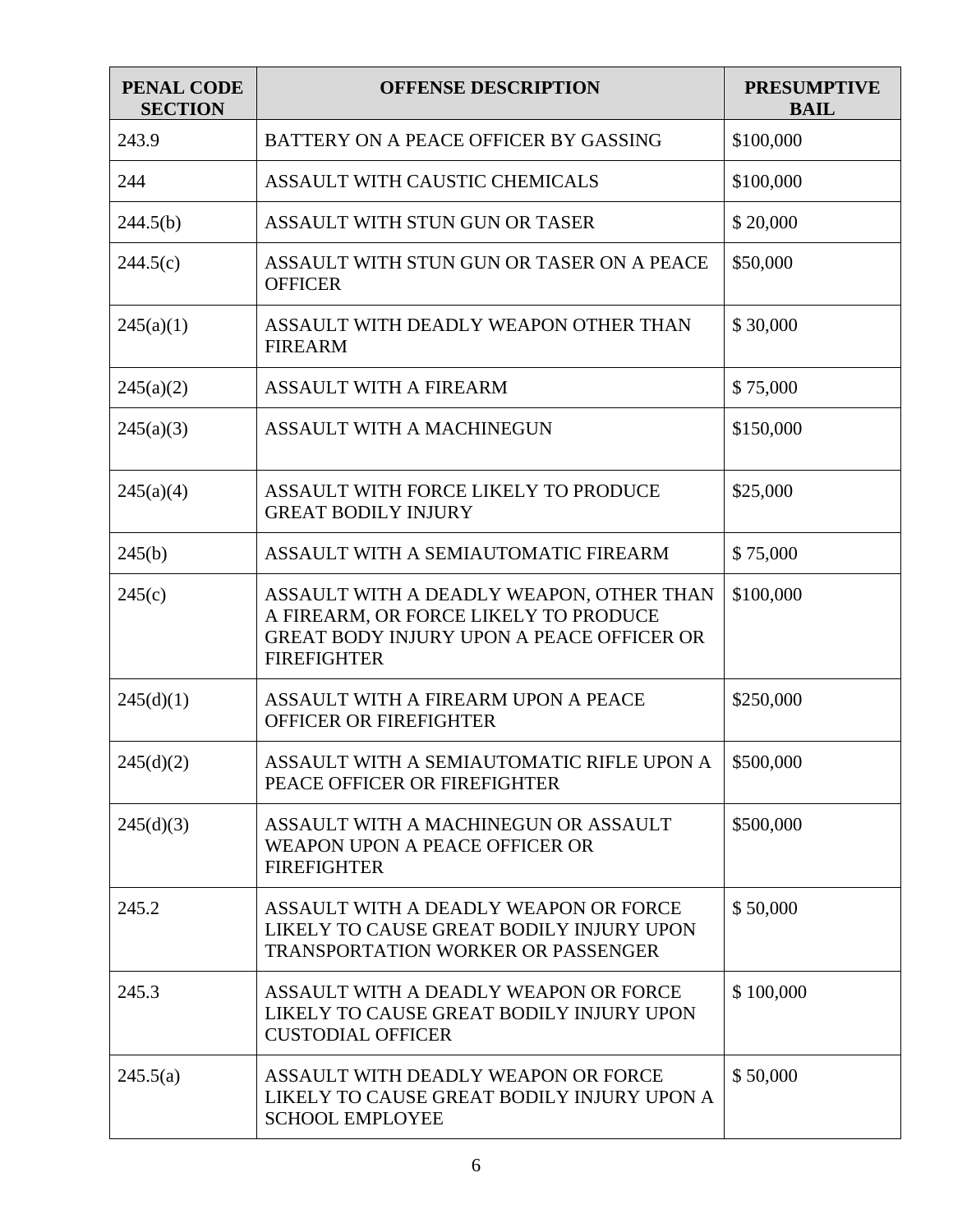| PENAL CODE SECTION | OFFENSE DESCRIPTION | PRESUMPTIVE BAIL |
|---|---|---|
| 243.9 | BATTERY ON A PEACE OFFICER BY GASSING | $100,000 |
| 244 | ASSAULT WITH CAUSTIC CHEMICALS | $100,000 |
| 244.5(b) | ASSAULT WITH STUN GUN OR TASER | $ 20,000 |
| 244.5(c) | ASSAULT WITH STUN GUN OR TASER ON A PEACE OFFICER | $50,000 |
| 245(a)(1) | ASSAULT WITH DEADLY WEAPON OTHER THAN FIREARM | $ 30,000 |
| 245(a)(2) | ASSAULT WITH A FIREARM | $ 75,000 |
| 245(a)(3) | ASSAULT WITH A MACHINEGUN | $150,000 |
| 245(a)(4) | ASSAULT WITH FORCE LIKELY TO PRODUCE GREAT BODILY INJURY | $25,000 |
| 245(b) | ASSAULT WITH A SEMIAUTOMATIC FIREARM | $ 75,000 |
| 245(c) | ASSAULT WITH A DEADLY WEAPON, OTHER THAN A FIREARM, OR FORCE LIKELY TO PRODUCE GREAT BODY INJURY UPON A PEACE OFFICER OR FIREFIGHTER | $100,000 |
| 245(d)(1) | ASSAULT WITH A FIREARM UPON A PEACE OFFICER OR FIREFIGHTER | $250,000 |
| 245(d)(2) | ASSAULT WITH A SEMIAUTOMATIC RIFLE UPON A PEACE OFFICER OR FIREFIGHTER | $500,000 |
| 245(d)(3) | ASSAULT WITH A MACHINEGUN OR ASSAULT WEAPON UPON A PEACE OFFICER OR FIREFIGHTER | $500,000 |
| 245.2 | ASSAULT WITH A DEADLY WEAPON OR FORCE LIKELY TO CAUSE GREAT BODILY INJURY UPON TRANSPORTATION WORKER OR PASSENGER | $ 50,000 |
| 245.3 | ASSAULT WITH A DEADLY WEAPON OR FORCE LIKELY TO CAUSE GREAT BODILY INJURY UPON CUSTODIAL OFFICER | $ 100,000 |
| 245.5(a) | ASSAULT WITH DEADLY WEAPON OR FORCE LIKELY TO CAUSE GREAT BODILY INJURY UPON A SCHOOL EMPLOYEE | $ 50,000 |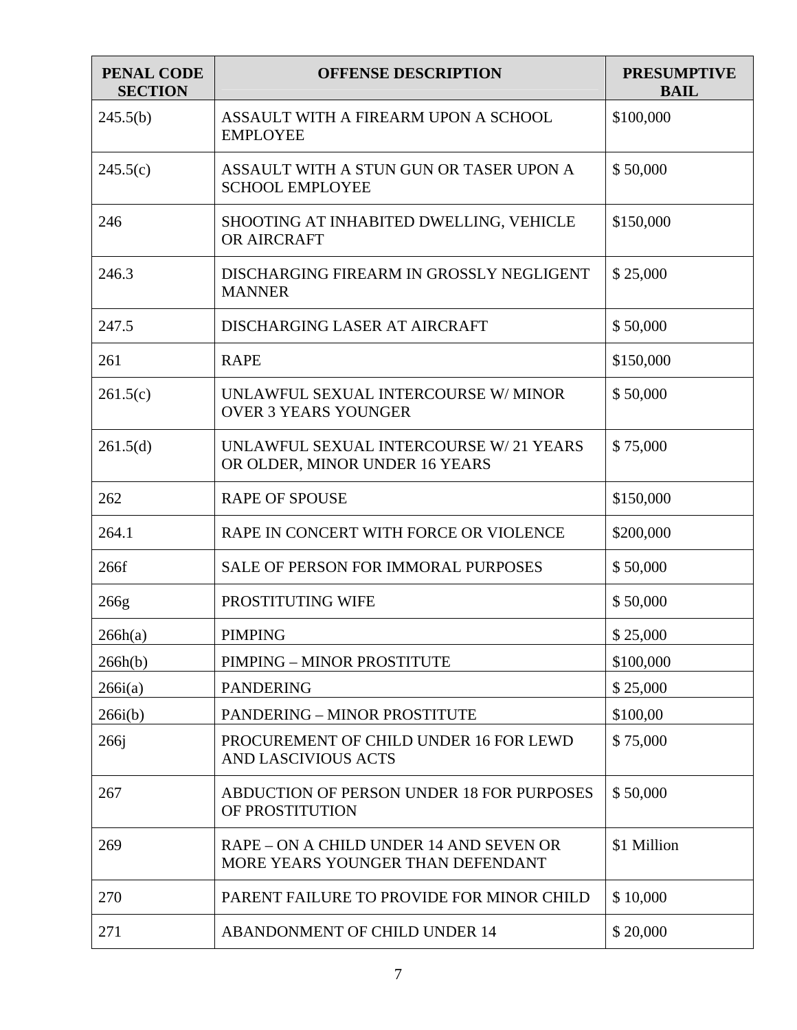| PENAL CODE SECTION | OFFENSE DESCRIPTION | PRESUMPTIVE BAIL |
|---|---|---|
| 245.5(b) | ASSAULT WITH A FIREARM UPON A SCHOOL EMPLOYEE | $100,000 |
| 245.5(c) | ASSAULT WITH A STUN GUN OR TASER UPON A SCHOOL EMPLOYEE | $ 50,000 |
| 246 | SHOOTING AT INHABITED DWELLING, VEHICLE OR AIRCRAFT | $150,000 |
| 246.3 | DISCHARGING FIREARM IN GROSSLY NEGLIGENT MANNER | $ 25,000 |
| 247.5 | DISCHARGING LASER AT AIRCRAFT | $ 50,000 |
| 261 | RAPE | $150,000 |
| 261.5(c) | UNLAWFUL SEXUAL INTERCOURSE W/ MINOR OVER 3 YEARS YOUNGER | $ 50,000 |
| 261.5(d) | UNLAWFUL SEXUAL INTERCOURSE W/ 21 YEARS OR OLDER, MINOR UNDER 16 YEARS | $ 75,000 |
| 262 | RAPE OF SPOUSE | $150,000 |
| 264.1 | RAPE IN CONCERT WITH FORCE OR VIOLENCE | $200,000 |
| 266f | SALE OF PERSON FOR IMMORAL PURPOSES | $ 50,000 |
| 266g | PROSTITUTING WIFE | $ 50,000 |
| 266h(a) | PIMPING | $ 25,000 |
| 266h(b) | PIMPING – MINOR PROSTITUTE | $100,000 |
| 266i(a) | PANDERING | $ 25,000 |
| 266i(b) | PANDERING – MINOR PROSTITUTE | $100,00 |
| 266j | PROCUREMENT OF CHILD UNDER 16 FOR LEWD AND LASCIVIOUS ACTS | $ 75,000 |
| 267 | ABDUCTION OF PERSON UNDER 18 FOR PURPOSES OF PROSTITUTION | $ 50,000 |
| 269 | RAPE – ON A CHILD UNDER 14 AND SEVEN OR MORE YEARS YOUNGER THAN DEFENDANT | $1 Million |
| 270 | PARENT FAILURE TO PROVIDE FOR MINOR CHILD | $ 10,000 |
| 271 | ABANDONMENT OF CHILD UNDER 14 | $ 20,000 |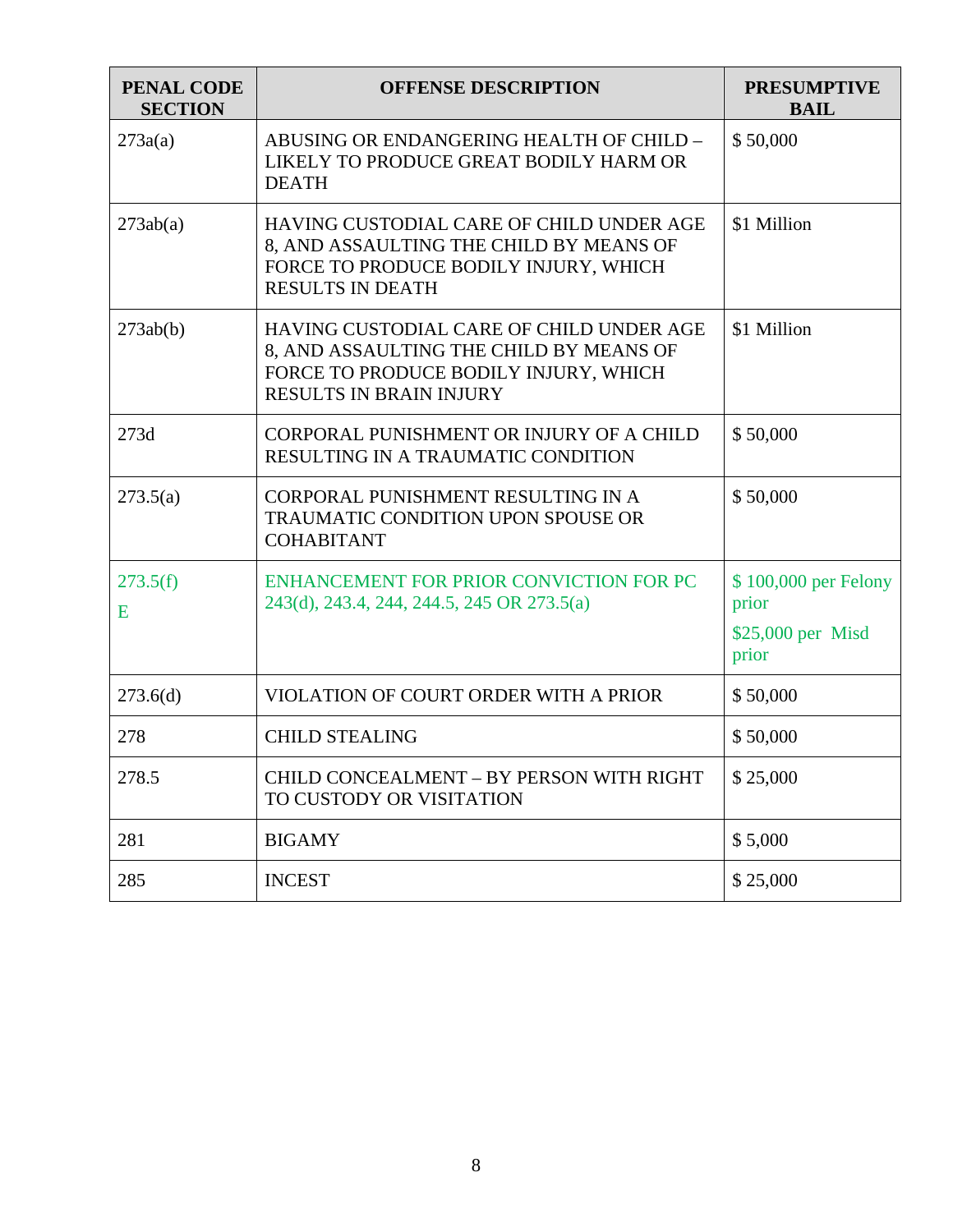| PENAL CODE SECTION | OFFENSE DESCRIPTION | PRESUMPTIVE BAIL |
|---|---|---|
| 273a(a) | ABUSING OR ENDANGERING HEALTH OF CHILD – LIKELY TO PRODUCE GREAT BODILY HARM OR DEATH | $ 50,000 |
| 273ab(a) | HAVING CUSTODIAL CARE OF CHILD UNDER AGE 8, AND ASSAULTING THE CHILD BY MEANS OF FORCE TO PRODUCE BODILY INJURY, WHICH RESULTS IN DEATH | $1 Million |
| 273ab(b) | HAVING CUSTODIAL CARE OF CHILD UNDER AGE 8, AND ASSAULTING THE CHILD BY MEANS OF FORCE TO PRODUCE BODILY INJURY, WHICH RESULTS IN BRAIN INJURY | $1 Million |
| 273d | CORPORAL PUNISHMENT OR INJURY OF A CHILD RESULTING IN A TRAUMATIC CONDITION | $ 50,000 |
| 273.5(a) | CORPORAL PUNISHMENT RESULTING IN A TRAUMATIC CONDITION UPON SPOUSE OR COHABITANT | $ 50,000 |
| 273.5(f) E | ENHANCEMENT FOR PRIOR CONVICTION FOR PC 243(d), 243.4, 244, 244.5, 245 OR 273.5(a) | $ 100,000 per Felony prior<br>$25,000 per Misd prior |
| 273.6(d) | VIOLATION OF COURT ORDER WITH A PRIOR | $ 50,000 |
| 278 | CHILD STEALING | $ 50,000 |
| 278.5 | CHILD CONCEALMENT – BY PERSON WITH RIGHT TO CUSTODY OR VISITATION | $ 25,000 |
| 281 | BIGAMY | $ 5,000 |
| 285 | INCEST | $ 25,000 |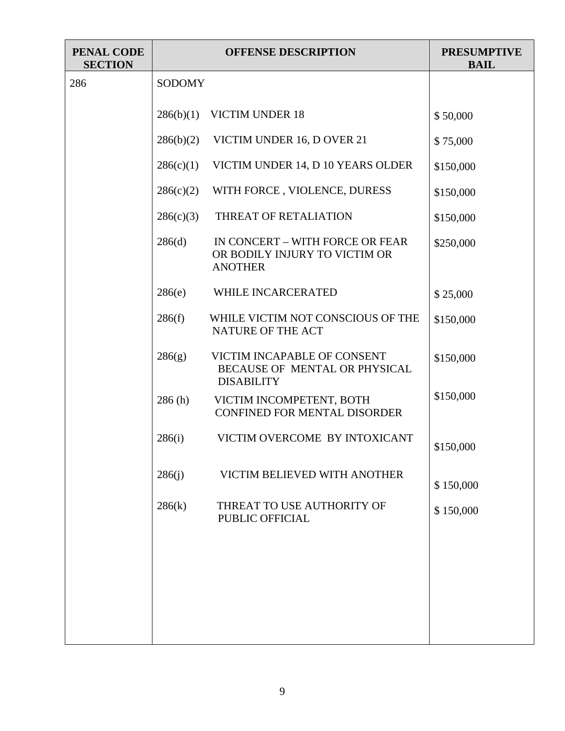| PENAL CODE SECTION | OFFENSE DESCRIPTION | PRESUMPTIVE BAIL |
|---|---|---|
| 286 | SODOMY | |
| | 286(b)(1) VICTIM UNDER 18 | $ 50,000 |
| | 286(b)(2) VICTIM UNDER 16, D OVER 21 | $ 75,000 |
| | 286(c)(1) VICTIM UNDER 14, D 10 YEARS OLDER | $150,000 |
| | 286(c)(2) WITH FORCE , VIOLENCE, DURESS | $150,000 |
| | 286(c)(3) THREAT OF RETALIATION | $150,000 |
| | 286(d) IN CONCERT – WITH FORCE OR FEAR OR BODILY INJURY TO VICTIM OR ANOTHER | $250,000 |
| | 286(e) WHILE INCARCERATED | $ 25,000 |
| | 286(f) WHILE VICTIM NOT CONSCIOUS OF THE NATURE OF THE ACT | $150,000 |
| | 286(g) VICTIM INCAPABLE OF CONSENT BECAUSE OF MENTAL OR PHYSICAL DISABILITY | $150,000 |
| | 286 (h) VICTIM INCOMPETENT, BOTH CONFINED FOR MENTAL DISORDER | $150,000 |
| | 286(i) VICTIM OVERCOME BY INTOXICANT | $150,000 |
| | 286(j) VICTIM BELIEVED WITH ANOTHER | $ 150,000 |
| | 286(k) THREAT TO USE AUTHORITY OF PUBLIC OFFICIAL | $ 150,000 |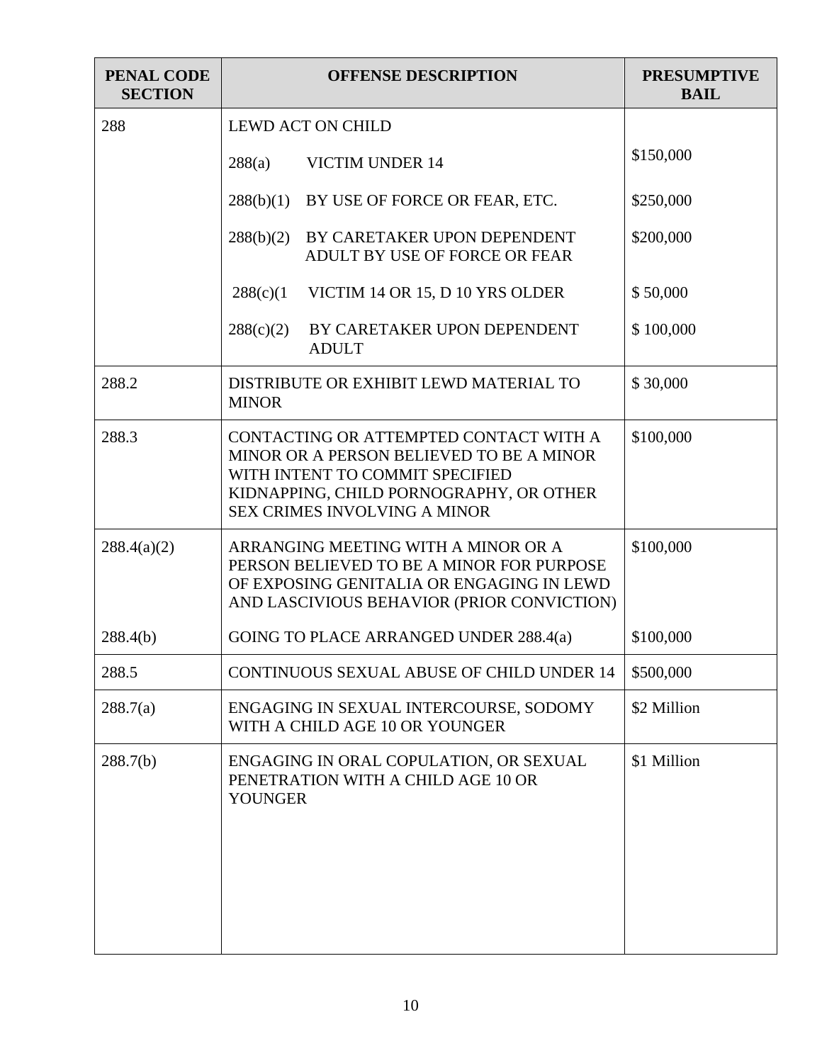| PENAL CODE SECTION | OFFENSE DESCRIPTION | PRESUMPTIVE BAIL |
|---|---|---|
| 288 | LEWD ACT ON CHILD | |
| | 288(a) VICTIM UNDER 14 | $150,000 |
| | 288(b)(1) BY USE OF FORCE OR FEAR, ETC. | $250,000 |
| | 288(b)(2) BY CARETAKER UPON DEPENDENT ADULT BY USE OF FORCE OR FEAR | $200,000 |
| | 288(c)(1 VICTIM 14 OR 15, D 10 YRS OLDER | $ 50,000 |
| | 288(c)(2) BY CARETAKER UPON DEPENDENT ADULT | $ 100,000 |
| 288.2 | DISTRIBUTE OR EXHIBIT LEWD MATERIAL TO MINOR | $ 30,000 |
| 288.3 | CONTACTING OR ATTEMPTED CONTACT WITH A MINOR OR A PERSON BELIEVED TO BE A MINOR WITH INTENT TO COMMIT SPECIFIED KIDNAPPING, CHILD PORNOGRAPHY, OR OTHER SEX CRIMES INVOLVING A MINOR | $100,000 |
| 288.4(a)(2) | ARRANGING MEETING WITH A MINOR OR A PERSON BELIEVED TO BE A MINOR FOR PURPOSE OF EXPOSING GENITALIA OR ENGAGING IN LEWD AND LASCIVIOUS BEHAVIOR (PRIOR CONVICTION) | $100,000 |
| 288.4(b) | GOING TO PLACE ARRANGED UNDER 288.4(a) | $100,000 |
| 288.5 | CONTINUOUS SEXUAL ABUSE OF CHILD UNDER 14 | $500,000 |
| 288.7(a) | ENGAGING IN SEXUAL INTERCOURSE, SODOMY WITH A CHILD AGE 10 OR YOUNGER | $2 Million |
| 288.7(b) | ENGAGING IN ORAL COPULATION, OR SEXUAL PENETRATION WITH A CHILD AGE 10 OR YOUNGER | $1 Million |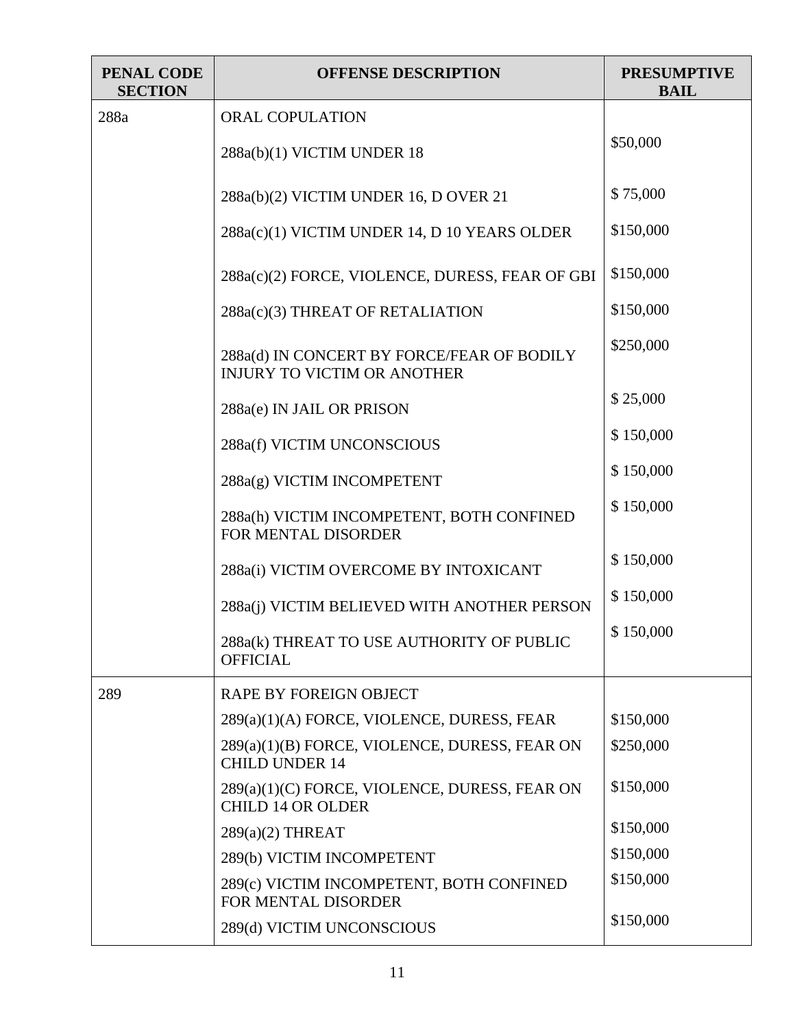| PENAL CODE SECTION | OFFENSE DESCRIPTION | PRESUMPTIVE BAIL |
|---|---|---|
| 288a | ORAL COPULATION | |
| | 288a(b)(1) VICTIM UNDER 18 | $50,000 |
| | 288a(b)(2) VICTIM UNDER 16, D OVER 21 | $ 75,000 |
| | 288a(c)(1) VICTIM UNDER 14, D 10 YEARS OLDER | $150,000 |
| | 288a(c)(2) FORCE, VIOLENCE, DURESS, FEAR OF GBI | $150,000 |
| | 288a(c)(3) THREAT OF RETALIATION | $150,000 |
| | 288a(d) IN CONCERT BY FORCE/FEAR OF BODILY INJURY TO VICTIM OR ANOTHER | $250,000 |
| | 288a(e) IN JAIL OR PRISON | $ 25,000 |
| | 288a(f) VICTIM UNCONSCIOUS | $ 150,000 |
| | 288a(g) VICTIM INCOMPETENT | $ 150,000 |
| | 288a(h) VICTIM INCOMPETENT, BOTH CONFINED FOR MENTAL DISORDER | $ 150,000 |
| | 288a(i) VICTIM OVERCOME BY INTOXICANT | $ 150,000 |
| | 288a(j) VICTIM BELIEVED WITH ANOTHER PERSON | $ 150,000 |
| | 288a(k) THREAT TO USE AUTHORITY OF PUBLIC OFFICIAL | $ 150,000 |
| 289 | RAPE BY FOREIGN OBJECT | |
| | 289(a)(1)(A) FORCE, VIOLENCE, DURESS, FEAR | $150,000 |
| | 289(a)(1)(B) FORCE, VIOLENCE, DURESS, FEAR ON CHILD UNDER 14 | $250,000 |
| | 289(a)(1)(C) FORCE, VIOLENCE, DURESS, FEAR ON CHILD 14 OR OLDER | $150,000 |
| | 289(a)(2) THREAT | $150,000 |
| | 289(b) VICTIM INCOMPETENT | $150,000 |
| | 289(c) VICTIM INCOMPETENT, BOTH CONFINED FOR MENTAL DISORDER | $150,000 |
| | 289(d) VICTIM UNCONSCIOUS | $150,000 |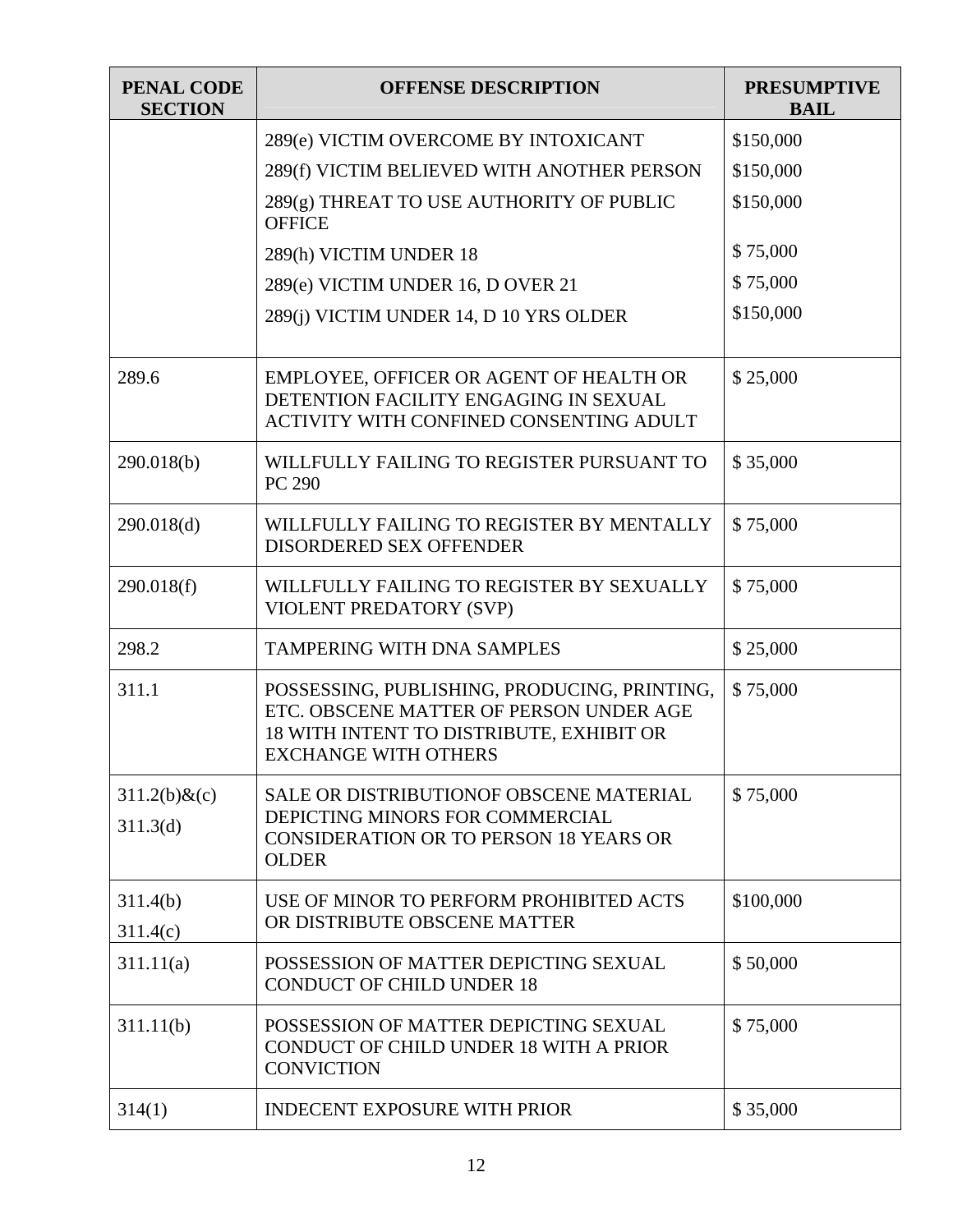| PENAL CODE SECTION | OFFENSE DESCRIPTION | PRESUMPTIVE BAIL |
| --- | --- | --- |
| | 289(e) VICTIM OVERCOME BY INTOXICANT<br>289(f) VICTIM BELIEVED WITH ANOTHER PERSON<br>289(g) THREAT TO USE AUTHORITY OF PUBLIC OFFICE<br>289(h) VICTIM UNDER 18<br>289(e) VICTIM UNDER 16, D OVER 21<br>289(j) VICTIM UNDER 14, D 10 YRS OLDER | \$150,000<br>\$150,000<br>\$150,000<br>\$ 75,000<br>\$ 75,000<br>\$150,000 |
| 289.6 | EMPLOYEE, OFFICER OR AGENT OF HEALTH OR DETENTION FACILITY ENGAGING IN SEXUAL ACTIVITY WITH CONFINED CONSENTING ADULT | \$ 25,000 |
| 290.018(b) | WILLFULLY FAILING TO REGISTER PURSUANT TO PC 290 | \$ 35,000 |
| 290.018(d) | WILLFULLY FAILING TO REGISTER BY MENTALLY DISORDERED SEX OFFENDER | \$ 75,000 |
| 290.018(f) | WILLFULLY FAILING TO REGISTER BY SEXUALLY VIOLENT PREDATORY (SVP) | \$ 75,000 |
| 298.2 | TAMPERING WITH DNA SAMPLES | \$ 25,000 |
| 311.1 | POSSESSING, PUBLISHING, PRODUCING, PRINTING, ETC. OBSCENE MATTER OF PERSON UNDER AGE 18 WITH INTENT TO DISTRIBUTE, EXHIBIT OR EXCHANGE WITH OTHERS | \$ 75,000 |
| 311.2(b)&(c)<br>311.3(d) | SALE OR DISTRIBUTIONOF OBSCENE MATERIAL DEPICTING MINORS FOR COMMERCIAL CONSIDERATION OR TO PERSON 18 YEARS OR OLDER | \$ 75,000 |
| 311.4(b)<br>311.4(c) | USE OF MINOR TO PERFORM PROHIBITED ACTS OR DISTRIBUTE OBSCENE MATTER | \$100,000 |
| 311.11(a) | POSSESSION OF MATTER DEPICTING SEXUAL CONDUCT OF CHILD UNDER 18 | \$ 50,000 |
| 311.11(b) | POSSESSION OF MATTER DEPICTING SEXUAL CONDUCT OF CHILD UNDER 18 WITH A PRIOR CONVICTION | \$ 75,000 |
| 314(1) | INDECENT EXPOSURE WITH PRIOR | \$ 35,000 |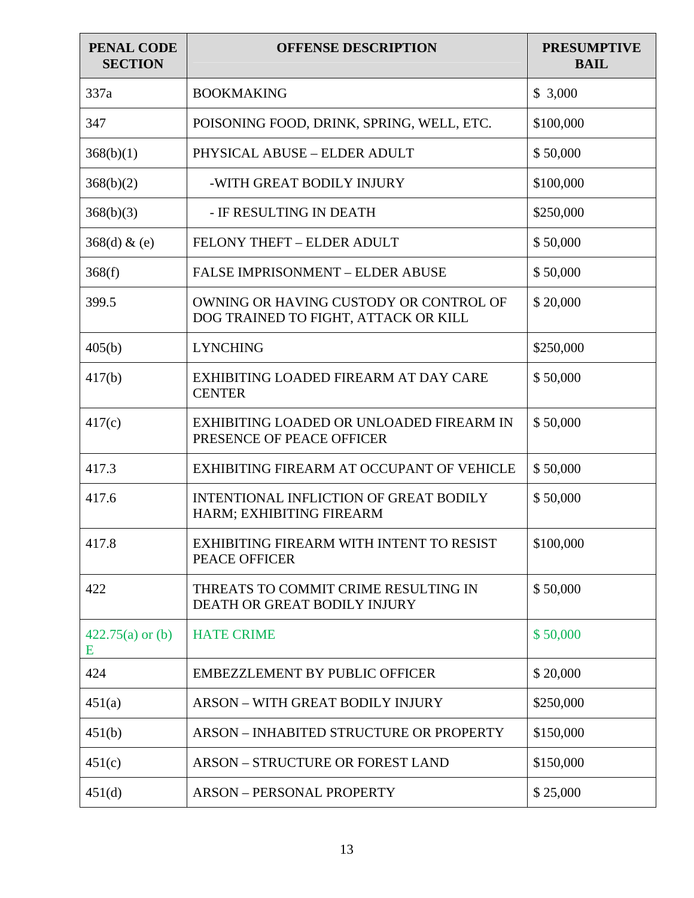| PENAL CODE SECTION | OFFENSE DESCRIPTION | PRESUMPTIVE BAIL |
|---|---|---|
| 337a | BOOKMAKING | $ 3,000 |
| 347 | POISONING FOOD, DRINK, SPRING, WELL, ETC. | $100,000 |
| 368(b)(1) | PHYSICAL ABUSE – ELDER ADULT | $ 50,000 |
| 368(b)(2) | -WITH GREAT BODILY INJURY | $100,000 |
| 368(b)(3) | - IF RESULTING IN DEATH | $250,000 |
| 368(d) & (e) | FELONY THEFT – ELDER ADULT | $ 50,000 |
| 368(f) | FALSE IMPRISONMENT – ELDER ABUSE | $ 50,000 |
| 399.5 | OWNING OR HAVING CUSTODY OR CONTROL OF DOG TRAINED TO FIGHT, ATTACK OR KILL | $ 20,000 |
| 405(b) | LYNCHING | $250,000 |
| 417(b) | EXHIBITING LOADED FIREARM AT DAY CARE CENTER | $ 50,000 |
| 417(c) | EXHIBITING LOADED OR UNLOADED FIREARM IN PRESENCE OF PEACE OFFICER | $ 50,000 |
| 417.3 | EXHIBITING FIREARM AT OCCUPANT OF VEHICLE | $ 50,000 |
| 417.6 | INTENTIONAL INFLICTION OF GREAT BODILY HARM; EXHIBITING FIREARM | $ 50,000 |
| 417.8 | EXHIBITING FIREARM WITH INTENT TO RESIST PEACE OFFICER | $100,000 |
| 422 | THREATS TO COMMIT CRIME RESULTING IN DEATH OR GREAT BODILY INJURY | $ 50,000 |
| 422.75(a) or (b) E | HATE CRIME | $ 50,000 |
| 424 | EMBEZZLEMENT BY PUBLIC OFFICER | $ 20,000 |
| 451(a) | ARSON – WITH GREAT BODILY INJURY | $250,000 |
| 451(b) | ARSON – INHABITED STRUCTURE OR PROPERTY | $150,000 |
| 451(c) | ARSON – STRUCTURE OR FOREST LAND | $150,000 |
| 451(d) | ARSON – PERSONAL PROPERTY | $ 25,000 |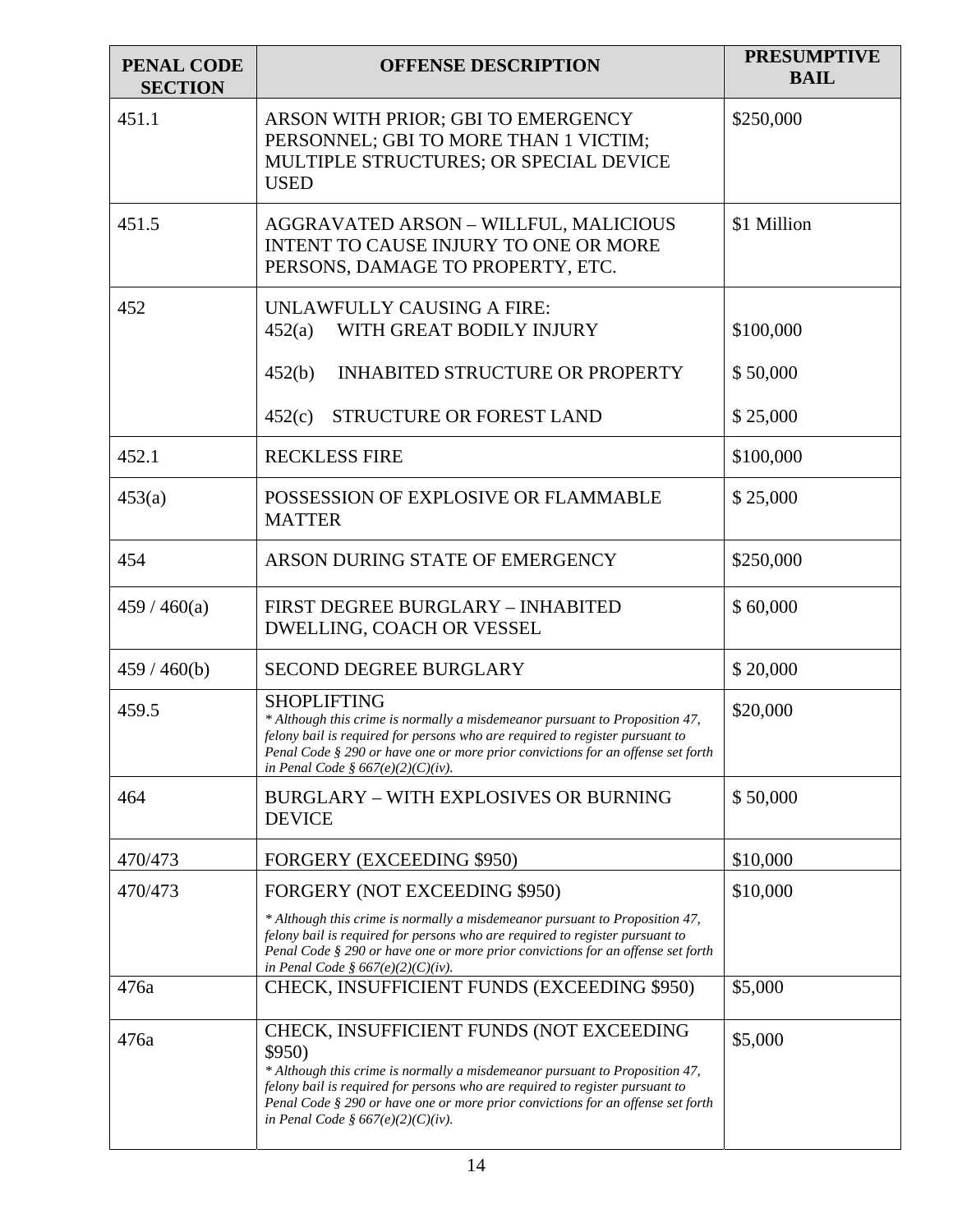| PENAL CODE SECTION | OFFENSE DESCRIPTION | PRESUMPTIVE BAIL |
|---|---|---|
| 451.1 | ARSON WITH PRIOR; GBI TO EMERGENCY PERSONNEL; GBI TO MORE THAN 1 VICTIM; MULTIPLE STRUCTURES; OR SPECIAL DEVICE USED | $250,000 |
| 451.5 | AGGRAVATED ARSON – WILLFUL, MALICIOUS INTENT TO CAUSE INJURY TO ONE OR MORE PERSONS, DAMAGE TO PROPERTY, ETC. | $1 Million |
| 452 | UNLAWFULLY CAUSING A FIRE:<br>452(a) WITH GREAT BODILY INJURY<br>452(b) INHABITED STRUCTURE OR PROPERTY<br>452(c) STRUCTURE OR FOREST LAND | <br>$100,000<br>$ 50,000<br>$ 25,000 |
| 452.1 | RECKLESS FIRE | $100,000 |
| 453(a) | POSSESSION OF EXPLOSIVE OR FLAMMABLE MATTER | $ 25,000 |
| 454 | ARSON DURING STATE OF EMERGENCY | $250,000 |
| 459 / 460(a) | FIRST DEGREE BURGLARY – INHABITED DWELLING, COACH OR VESSEL | $ 60,000 |
| 459 / 460(b) | SECOND DEGREE BURGLARY | $ 20,000 |
| 459.5 | SHOPLIFTING<br>*\* Although this crime is normally a misdemeanor pursuant to Proposition 47, felony bail is required for persons who are required to register pursuant to Penal Code § 290 or have one or more prior convictions for an offense set forth in Penal Code § 667(e)(2)(C)(iv).* | $20,000 |
| 464 | BURGLARY – WITH EXPLOSIVES OR BURNING DEVICE | $ 50,000 |
| 470/473 | FORGERY (EXCEEDING $950) | $10,000 |
| 470/473 | FORGERY (NOT EXCEEDING $950)<br>*\* Although this crime is normally a misdemeanor pursuant to Proposition 47, felony bail is required for persons who are required to register pursuant to Penal Code § 290 or have one or more prior convictions for an offense set forth in Penal Code § 667(e)(2)(C)(iv).* | $10,000 |
| 476a | CHECK, INSUFFICIENT FUNDS (EXCEEDING $950) | $5,000 |
| 476a | CHECK, INSUFFICIENT FUNDS (NOT EXCEEDING $950)<br>*\* Although this crime is normally a misdemeanor pursuant to Proposition 47, felony bail is required for persons who are required to register pursuant to Penal Code § 290 or have one or more prior convictions for an offense set forth in Penal Code § 667(e)(2)(C)(iv).* | $5,000 |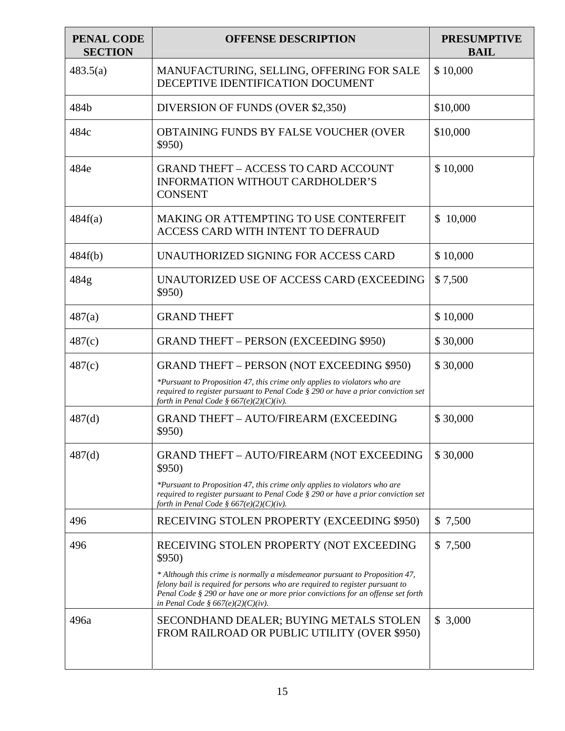| PENAL CODE SECTION | OFFENSE DESCRIPTION | PRESUMPTIVE BAIL |
|---|---|---|
| 483.5(a) | MANUFACTURING, SELLING, OFFERING FOR SALE DECEPTIVE IDENTIFICATION DOCUMENT | $ 10,000 |
| 484b | DIVERSION OF FUNDS (OVER $2,350) | $10,000 |
| 484c | OBTAINING FUNDS BY FALSE VOUCHER (OVER $950) | $10,000 |
| 484e | GRAND THEFT – ACCESS TO CARD ACCOUNT INFORMATION WITHOUT CARDHOLDER'S CONSENT | $ 10,000 |
| 484f(a) | MAKING OR ATTEMPTING TO USE CONTERFEIT ACCESS CARD WITH INTENT TO DEFRAUD | $ 10,000 |
| 484f(b) | UNAUTHORIZED SIGNING FOR ACCESS CARD | $ 10,000 |
| 484g | UNAUTORIZED USE OF ACCESS CARD (EXCEEDING $950) | $ 7,500 |
| 487(a) | GRAND THEFT | $ 10,000 |
| 487(c) | GRAND THEFT – PERSON (EXCEEDING $950) | $ 30,000 |
| 487(c) | GRAND THEFT – PERSON (NOT EXCEEDING $950) *\*Pursuant to Proposition 47, this crime only applies to violators who are required to register pursuant to Penal Code § 290 or have a prior conviction set forth in Penal Code § 667(e)(2)(C)(iv).* | $ 30,000 |
| 487(d) | GRAND THEFT – AUTO/FIREARM (EXCEEDING $950) | $ 30,000 |
| 487(d) | GRAND THEFT – AUTO/FIREARM (NOT EXCEEDING $950) *\*Pursuant to Proposition 47, this crime only applies to violators who are required to register pursuant to Penal Code § 290 or have a prior conviction set forth in Penal Code § 667(e)(2)(C)(iv).* | $ 30,000 |
| 496 | RECEIVING STOLEN PROPERTY (EXCEEDING $950) | $ 7,500 |
| 496 | RECEIVING STOLEN PROPERTY (NOT EXCEEDING $950) *\* Although this crime is normally a misdemeanor pursuant to Proposition 47, felony bail is required for persons who are required to register pursuant to Penal Code § 290 or have one or more prior convictions for an offense set forth in Penal Code § 667(e)(2)(C)(iv).* | $ 7,500 |
| 496a | SECONDHAND DEALER; BUYING METALS STOLEN FROM RAILROAD OR PUBLIC UTILITY (OVER $950) | $ 3,000 |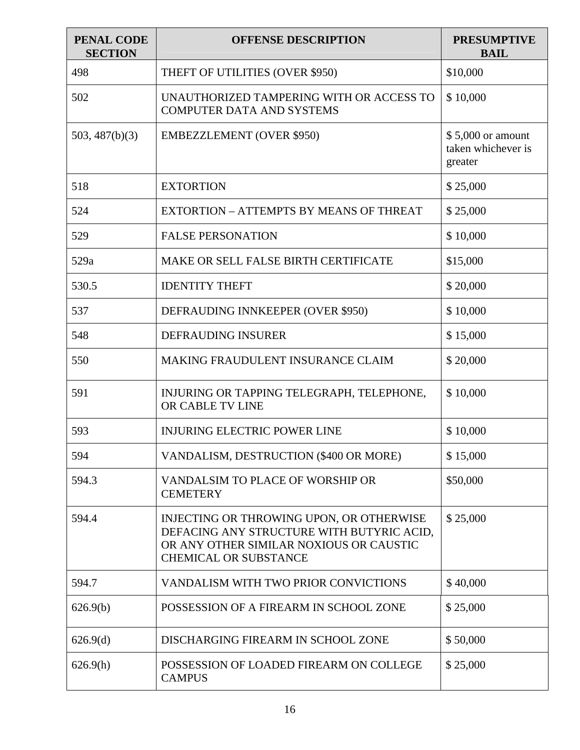| PENAL CODE SECTION | OFFENSE DESCRIPTION | PRESUMPTIVE BAIL |
|---|---|---|
| 498 | THEFT OF UTILITIES (OVER $950) | $10,000 |
| 502 | UNAUTHORIZED TAMPERING WITH OR ACCESS TO COMPUTER DATA AND SYSTEMS | $ 10,000 |
| 503, 487(b)(3) | EMBEZZLEMENT (OVER $950) | $ 5,000 or amount taken whichever is greater |
| 518 | EXTORTION | $ 25,000 |
| 524 | EXTORTION – ATTEMPTS BY MEANS OF THREAT | $ 25,000 |
| 529 | FALSE PERSONATION | $ 10,000 |
| 529a | MAKE OR SELL FALSE BIRTH CERTIFICATE | $15,000 |
| 530.5 | IDENTITY THEFT | $ 20,000 |
| 537 | DEFRAUDING INNKEEPER (OVER $950) | $ 10,000 |
| 548 | DEFRAUDING INSURER | $ 15,000 |
| 550 | MAKING FRAUDULENT INSURANCE CLAIM | $ 20,000 |
| 591 | INJURING OR TAPPING TELEGRAPH, TELEPHONE, OR CABLE TV LINE | $ 10,000 |
| 593 | INJURING ELECTRIC POWER LINE | $ 10,000 |
| 594 | VANDALISM, DESTRUCTION ($400 OR MORE) | $ 15,000 |
| 594.3 | VANDALSIM TO PLACE OF WORSHIP OR CEMETERY | $50,000 |
| 594.4 | INJECTING OR THROWING UPON, OR OTHERWISE DEFACING ANY STRUCTURE WITH BUTYRIC ACID, OR ANY OTHER SIMILAR NOXIOUS OR CAUSTIC CHEMICAL OR SUBSTANCE | $ 25,000 |
| 594.7 | VANDALISM WITH TWO PRIOR CONVICTIONS | $ 40,000 |
| 626.9(b) | POSSESSION OF A FIREARM IN SCHOOL ZONE | $ 25,000 |
| 626.9(d) | DISCHARGING FIREARM IN SCHOOL ZONE | $ 50,000 |
| 626.9(h) | POSSESSION OF LOADED FIREARM ON COLLEGE CAMPUS | $ 25,000 |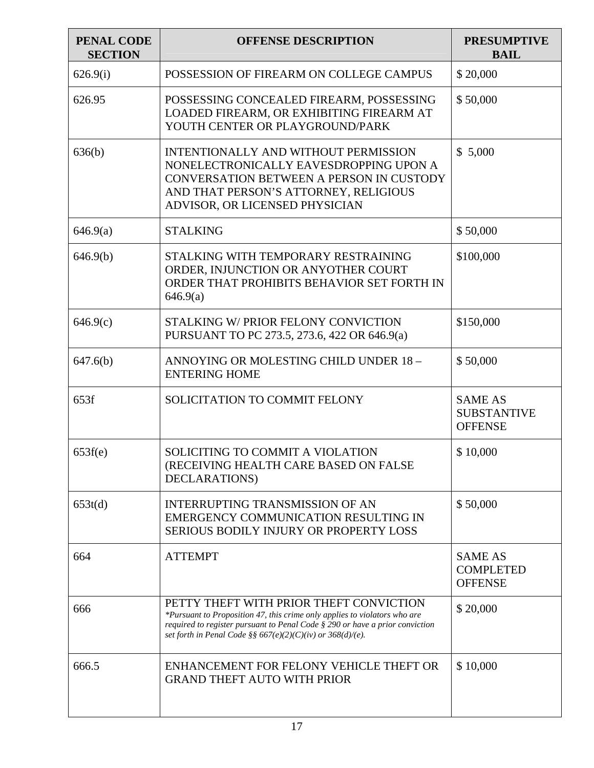| PENAL CODE SECTION | OFFENSE DESCRIPTION | PRESUMPTIVE BAIL |
|---|---|---|
| 626.9(i) | POSSESSION OF FIREARM ON COLLEGE CAMPUS | $ 20,000 |
| 626.95 | POSSESSING CONCEALED FIREARM, POSSESSING LOADED FIREARM, OR EXHIBITING FIREARM AT YOUTH CENTER OR PLAYGROUND/PARK | $ 50,000 |
| 636(b) | INTENTIONALLY AND WITHOUT PERMISSION NONELECTRONICALLY EAVESDROPPING UPON A CONVERSATION BETWEEN A PERSON IN CUSTODY AND THAT PERSON'S ATTORNEY, RELIGIOUS ADVISOR, OR LICENSED PHYSICIAN | $ 5,000 |
| 646.9(a) | STALKING | $ 50,000 |
| 646.9(b) | STALKING WITH TEMPORARY RESTRAINING ORDER, INJUNCTION OR ANYOTHER COURT ORDER THAT PROHIBITS BEHAVIOR SET FORTH IN 646.9(a) | $100,000 |
| 646.9(c) | STALKING W/ PRIOR FELONY CONVICTION PURSUANT TO PC 273.5, 273.6, 422 OR 646.9(a) | $150,000 |
| 647.6(b) | ANNOYING OR MOLESTING CHILD UNDER 18 – ENTERING HOME | $ 50,000 |
| 653f | SOLICITATION TO COMMIT FELONY | SAME AS SUBSTANTIVE OFFENSE |
| 653f(e) | SOLICITING TO COMMIT A VIOLATION (RECEIVING HEALTH CARE BASED ON FALSE DECLARATIONS) | $ 10,000 |
| 653t(d) | INTERRUPTING TRANSMISSION OF AN EMERGENCY COMMUNICATION RESULTING IN SERIOUS BODILY INJURY OR PROPERTY LOSS | $ 50,000 |
| 664 | ATTEMPT | SAME AS COMPLETED OFFENSE |
| 666 | PETTY THEFT WITH PRIOR THEFT CONVICTION *\*Pursuant to Proposition 47, this crime only applies to violators who are required to register pursuant to Penal Code § 290 or have a prior conviction set forth in Penal Code §§ 667(e)(2)(C)(iv) or 368(d)/(e).* | $ 20,000 |
| 666.5 | ENHANCEMENT FOR FELONY VEHICLE THEFT OR GRAND THEFT AUTO WITH PRIOR | $ 10,000 |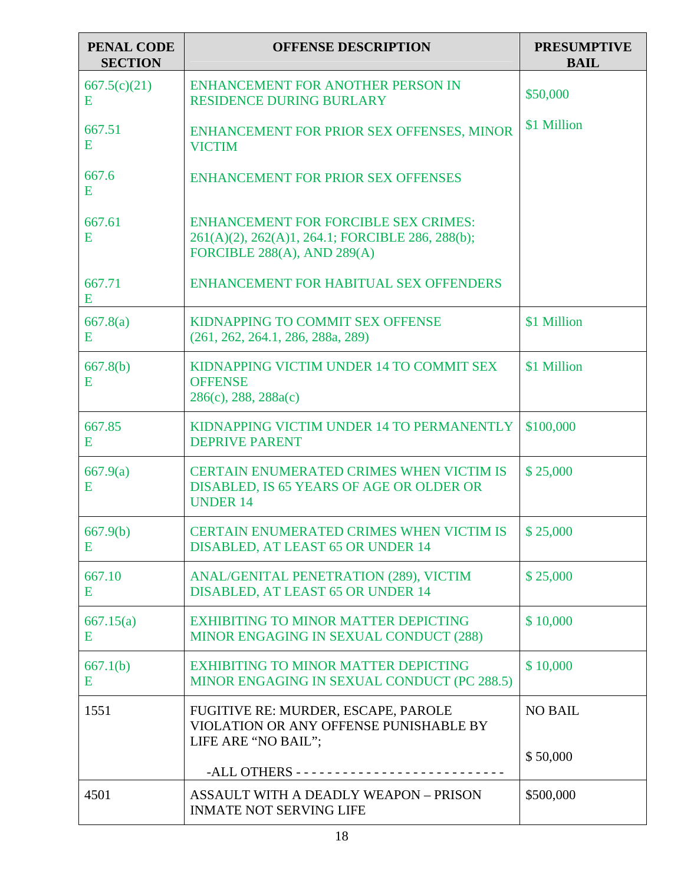| PENAL CODE SECTION | OFFENSE DESCRIPTION | PRESUMPTIVE BAIL |
|---|---|---|
| 667.5(c)(21) E | ENHANCEMENT FOR ANOTHER PERSON IN RESIDENCE DURING BURLARY | $50,000 |
| 667.51 E<br><br>667.6 E<br><br>667.61 E<br><br>667.71 E | ENHANCEMENT FOR PRIOR SEX OFFENSES, MINOR VICTIM<br><br>ENHANCEMENT FOR PRIOR SEX OFFENSES<br><br>ENHANCEMENT FOR FORCIBLE SEX CRIMES: 261(A)(2), 262(A)1, 264.1; FORCIBLE 286, 288(b); FORCIBLE 288(A), AND 289(A)<br><br>ENHANCEMENT FOR HABITUAL SEX OFFENDERS | $1 Million |
| 667.8(a) E | KIDNAPPING TO COMMIT SEX OFFENSE (261, 262, 264.1, 286, 288a, 289) | $1 Million |
| 667.8(b) E | KIDNAPPING VICTIM UNDER 14 TO COMMIT SEX OFFENSE 286(c), 288, 288a(c) | $1 Million |
| 667.85 E | KIDNAPPING VICTIM UNDER 14 TO PERMANENTLY DEPRIVE PARENT | $100,000 |
| 667.9(a) E | CERTAIN ENUMERATED CRIMES WHEN VICTIM IS DISABLED, IS 65 YEARS OF AGE OR OLDER OR UNDER 14 | $ 25,000 |
| 667.9(b) E | CERTAIN ENUMERATED CRIMES WHEN VICTIM IS DISABLED, AT LEAST 65 OR UNDER 14 | $ 25,000 |
| 667.10 E | ANAL/GENITAL PENETRATION (289), VICTIM DISABLED, AT LEAST 65 OR UNDER 14 | $ 25,000 |
| 667.15(a) E | EXHIBITING TO MINOR MATTER DEPICTING MINOR ENGAGING IN SEXUAL CONDUCT (288) | $ 10,000 |
| 667.1(b) E | EXHIBITING TO MINOR MATTER DEPICTING MINOR ENGAGING IN SEXUAL CONDUCT (PC 288.5) | $ 10,000 |
| 1551 | FUGITIVE RE: MURDER, ESCAPE, PAROLE VIOLATION OR ANY OFFENSE PUNISHABLE BY LIFE ARE "NO BAIL";<br><br>-ALL OTHERS - - - - - - - - - - - - - - - - - - - - - - - - - - - | NO BAIL<br><br>$ 50,000 |
| 4501 | ASSAULT WITH A DEADLY WEAPON – PRISON INMATE NOT SERVING LIFE | $500,000 |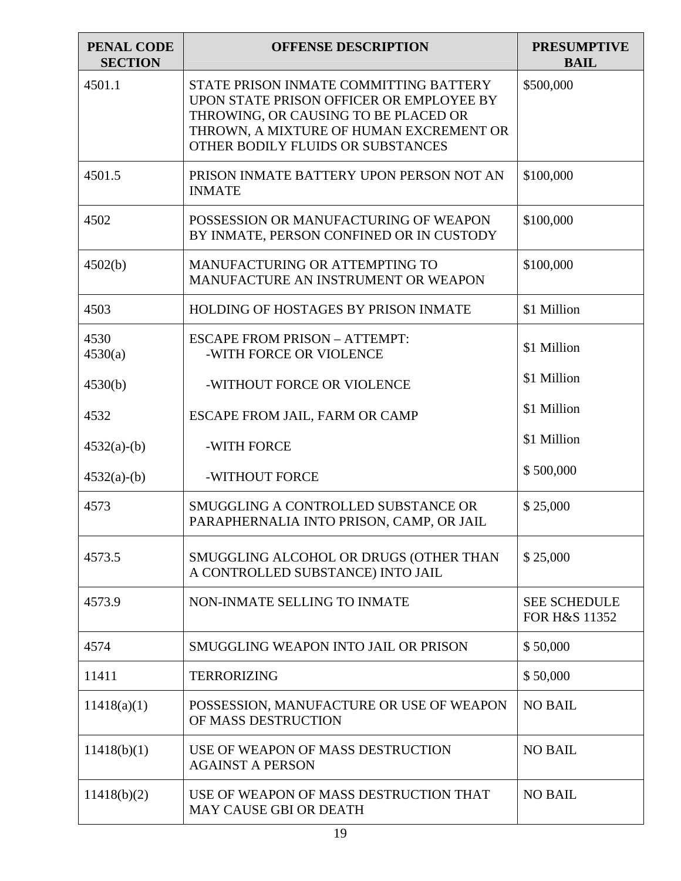| PENAL CODE SECTION | OFFENSE DESCRIPTION | PRESUMPTIVE BAIL |
|---|---|---|
| 4501.1 | STATE PRISON INMATE COMMITTING BATTERY UPON STATE PRISON OFFICER OR EMPLOYEE BY THROWING, OR CAUSING TO BE PLACED OR THROWN, A MIXTURE OF HUMAN EXCREMENT OR OTHER BODILY FLUIDS OR SUBSTANCES | $500,000 |
| 4501.5 | PRISON INMATE BATTERY UPON PERSON NOT AN INMATE | $100,000 |
| 4502 | POSSESSION OR MANUFACTURING OF WEAPON BY INMATE, PERSON CONFINED OR IN CUSTODY | $100,000 |
| 4502(b) | MANUFACTURING OR ATTEMPTING TO MANUFACTURE AN INSTRUMENT OR WEAPON | $100,000 |
| 4503 | HOLDING OF HOSTAGES BY PRISON INMATE | $1 Million |
| 4530 | ESCAPE FROM PRISON – ATTEMPT: | |
| 4530(a) | -WITH FORCE OR VIOLENCE | $1 Million |
| 4530(b) | -WITHOUT FORCE OR VIOLENCE | $1 Million |
| 4532 | ESCAPE FROM JAIL, FARM OR CAMP | $1 Million |
| 4532(a)-(b) | -WITH FORCE | $1 Million |
| 4532(a)-(b) | -WITHOUT FORCE | $ 500,000 |
| 4573 | SMUGGLING A CONTROLLED SUBSTANCE OR PARAPHERNALIA INTO PRISON, CAMP, OR JAIL | $ 25,000 |
| 4573.5 | SMUGGLING ALCOHOL OR DRUGS (OTHER THAN A CONTROLLED SUBSTANCE) INTO JAIL | $ 25,000 |
| 4573.9 | NON-INMATE SELLING TO INMATE | SEE SCHEDULE FOR H&S 11352 |
| 4574 | SMUGGLING WEAPON INTO JAIL OR PRISON | $ 50,000 |
| 11411 | TERRORIZING | $ 50,000 |
| 11418(a)(1) | POSSESSION, MANUFACTURE OR USE OF WEAPON OF MASS DESTRUCTION | NO BAIL |
| 11418(b)(1) | USE OF WEAPON OF MASS DESTRUCTION AGAINST A PERSON | NO BAIL |
| 11418(b)(2) | USE OF WEAPON OF MASS DESTRUCTION THAT MAY CAUSE GBI OR DEATH | NO BAIL |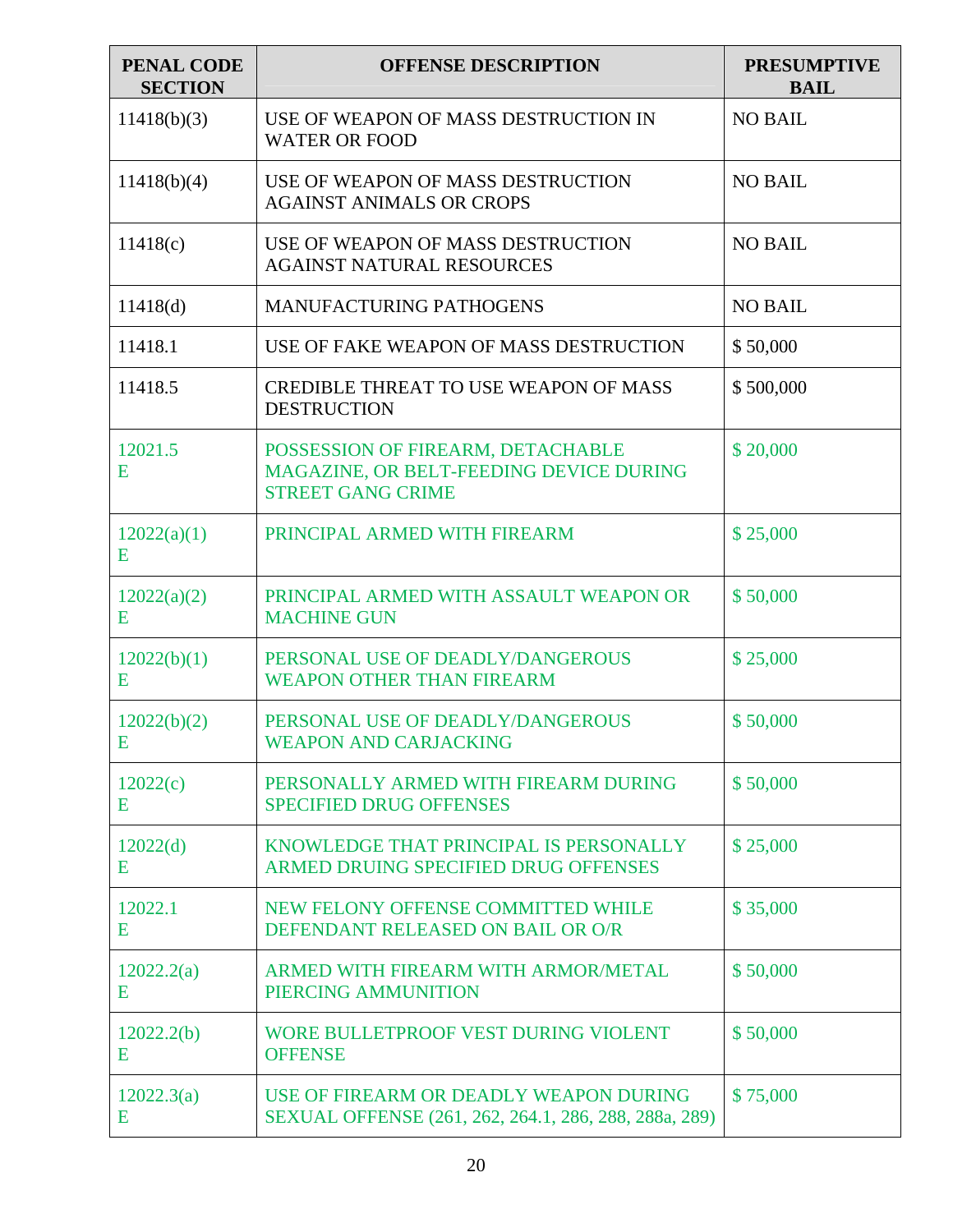| PENAL CODE SECTION | OFFENSE DESCRIPTION | PRESUMPTIVE BAIL |
|---|---|---|
| 11418(b)(3) | USE OF WEAPON OF MASS DESTRUCTION IN WATER OR FOOD | NO BAIL |
| 11418(b)(4) | USE OF WEAPON OF MASS DESTRUCTION AGAINST ANIMALS OR CROPS | NO BAIL |
| 11418(c) | USE OF WEAPON OF MASS DESTRUCTION AGAINST NATURAL RESOURCES | NO BAIL |
| 11418(d) | MANUFACTURING PATHOGENS | NO BAIL |
| 11418.1 | USE OF FAKE WEAPON OF MASS DESTRUCTION | $ 50,000 |
| 11418.5 | CREDIBLE THREAT TO USE WEAPON OF MASS DESTRUCTION | $ 500,000 |
| 12021.5 E | POSSESSION OF FIREARM, DETACHABLE MAGAZINE, OR BELT-FEEDING DEVICE DURING STREET GANG CRIME | $ 20,000 |
| 12022(a)(1) E | PRINCIPAL ARMED WITH FIREARM | $ 25,000 |
| 12022(a)(2) E | PRINCIPAL ARMED WITH ASSAULT WEAPON OR MACHINE GUN | $ 50,000 |
| 12022(b)(1) E | PERSONAL USE OF DEADLY/DANGEROUS WEAPON OTHER THAN FIREARM | $ 25,000 |
| 12022(b)(2) E | PERSONAL USE OF DEADLY/DANGEROUS WEAPON AND CARJACKING | $ 50,000 |
| 12022(c) E | PERSONALLY ARMED WITH FIREARM DURING SPECIFIED DRUG OFFENSES | $ 50,000 |
| 12022(d) E | KNOWLEDGE THAT PRINCIPAL IS PERSONALLY ARMED DRUING SPECIFIED DRUG OFFENSES | $ 25,000 |
| 12022.1 E | NEW FELONY OFFENSE COMMITTED WHILE DEFENDANT RELEASED ON BAIL OR O/R | $ 35,000 |
| 12022.2(a) E | ARMED WITH FIREARM WITH ARMOR/METAL PIERCING AMMUNITION | $ 50,000 |
| 12022.2(b) E | WORE BULLETPROOF VEST DURING VIOLENT OFFENSE | $ 50,000 |
| 12022.3(a) E | USE OF FIREARM OR DEADLY WEAPON DURING SEXUAL OFFENSE (261, 262, 264.1, 286, 288, 288a, 289) | $ 75,000 |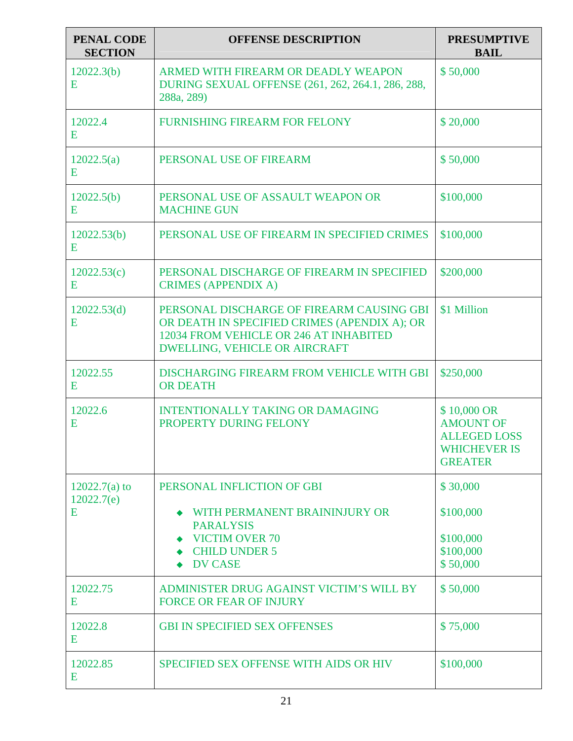| PENAL CODE SECTION | OFFENSE DESCRIPTION | PRESUMPTIVE BAIL |
|---|---|---|
| 12022.3(b)<br>E | ARMED WITH FIREARM OR DEADLY WEAPON DURING SEXUAL OFFENSE (261, 262, 264.1, 286, 288, 288a, 289) | $ 50,000 |
| 12022.4<br>E | FURNISHING FIREARM FOR FELONY | $ 20,000 |
| 12022.5(a)<br>E | PERSONAL USE OF FIREARM | $ 50,000 |
| 12022.5(b)<br>E | PERSONAL USE OF ASSAULT WEAPON OR MACHINE GUN | $100,000 |
| 12022.53(b)<br>E | PERSONAL USE OF FIREARM IN SPECIFIED CRIMES | $100,000 |
| 12022.53(c)<br>E | PERSONAL DISCHARGE OF FIREARM IN SPECIFIED CRIMES (APPENDIX A) | $200,000 |
| 12022.53(d)<br>E | PERSONAL DISCHARGE OF FIREARM CAUSING GBI OR DEATH IN SPECIFIED CRIMES (APENDIX A); OR 12034 FROM VEHICLE OR 246 AT INHABITED DWELLING, VEHICLE OR AIRCRAFT | $1 Million |
| 12022.55<br>E | DISCHARGING FIREARM FROM VEHICLE WITH GBI OR DEATH | $250,000 |
| 12022.6<br>E | INTENTIONALLY TAKING OR DAMAGING PROPERTY DURING FELONY | $ 10,000 OR AMOUNT OF ALLEGED LOSS WHICHEVER IS GREATER |
| 12022.7(a) to 12022.7(e)<br>E | PERSONAL INFLICTION OF GBI<br>◆ WITH PERMANENT BRAININJURY OR PARALYSIS<br>◆ VICTIM OVER 70<br>◆ CHILD UNDER 5<br>◆ DV CASE | $ 30,000<br>$100,000<br>$100,000<br>$100,000<br>$ 50,000 |
| 12022.75<br>E | ADMINISTER DRUG AGAINST VICTIM'S WILL BY FORCE OR FEAR OF INJURY | $ 50,000 |
| 12022.8<br>E | GBI IN SPECIFIED SEX OFFENSES | $ 75,000 |
| 12022.85<br>E | SPECIFIED SEX OFFENSE WITH AIDS OR HIV | $100,000 |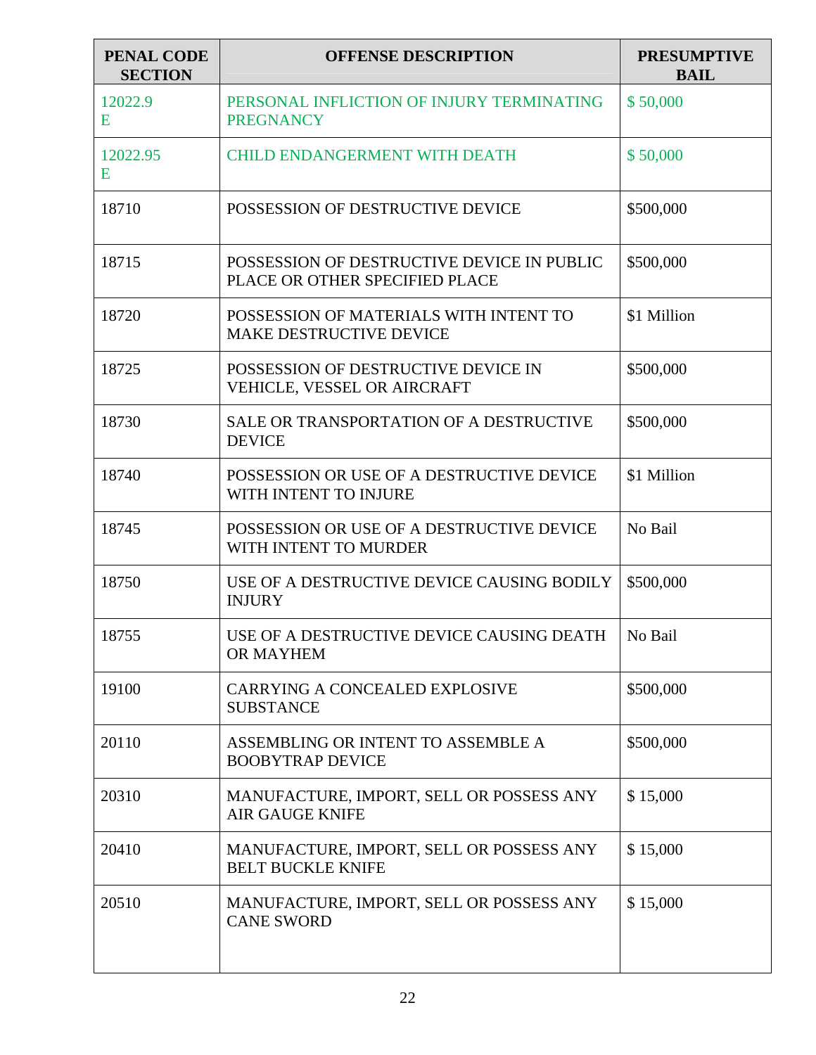| PENAL CODE SECTION | OFFENSE DESCRIPTION | PRESUMPTIVE BAIL |
|---|---|---|
| 12022.9 E | PERSONAL INFLICTION OF INJURY TERMINATING PREGNANCY | $ 50,000 |
| 12022.95 E | CHILD ENDANGERMENT WITH DEATH | $ 50,000 |
| 18710 | POSSESSION OF DESTRUCTIVE DEVICE | $500,000 |
| 18715 | POSSESSION OF DESTRUCTIVE DEVICE IN PUBLIC PLACE OR OTHER SPECIFIED PLACE | $500,000 |
| 18720 | POSSESSION OF MATERIALS WITH INTENT TO MAKE DESTRUCTIVE DEVICE | $1 Million |
| 18725 | POSSESSION OF DESTRUCTIVE DEVICE IN VEHICLE, VESSEL OR AIRCRAFT | $500,000 |
| 18730 | SALE OR TRANSPORTATION OF A DESTRUCTIVE DEVICE | $500,000 |
| 18740 | POSSESSION OR USE OF A DESTRUCTIVE DEVICE WITH INTENT TO INJURE | $1 Million |
| 18745 | POSSESSION OR USE OF A DESTRUCTIVE DEVICE WITH INTENT TO MURDER | No Bail |
| 18750 | USE OF A DESTRUCTIVE DEVICE CAUSING BODILY INJURY | $500,000 |
| 18755 | USE OF A DESTRUCTIVE DEVICE CAUSING DEATH OR MAYHEM | No Bail |
| 19100 | CARRYING A CONCEALED EXPLOSIVE SUBSTANCE | $500,000 |
| 20110 | ASSEMBLING OR INTENT TO ASSEMBLE A BOOBYTRAP DEVICE | $500,000 |
| 20310 | MANUFACTURE, IMPORT, SELL OR POSSESS ANY AIR GAUGE KNIFE | $ 15,000 |
| 20410 | MANUFACTURE, IMPORT, SELL OR POSSESS ANY BELT BUCKLE KNIFE | $ 15,000 |
| 20510 | MANUFACTURE, IMPORT, SELL OR POSSESS ANY CANE SWORD | $ 15,000 |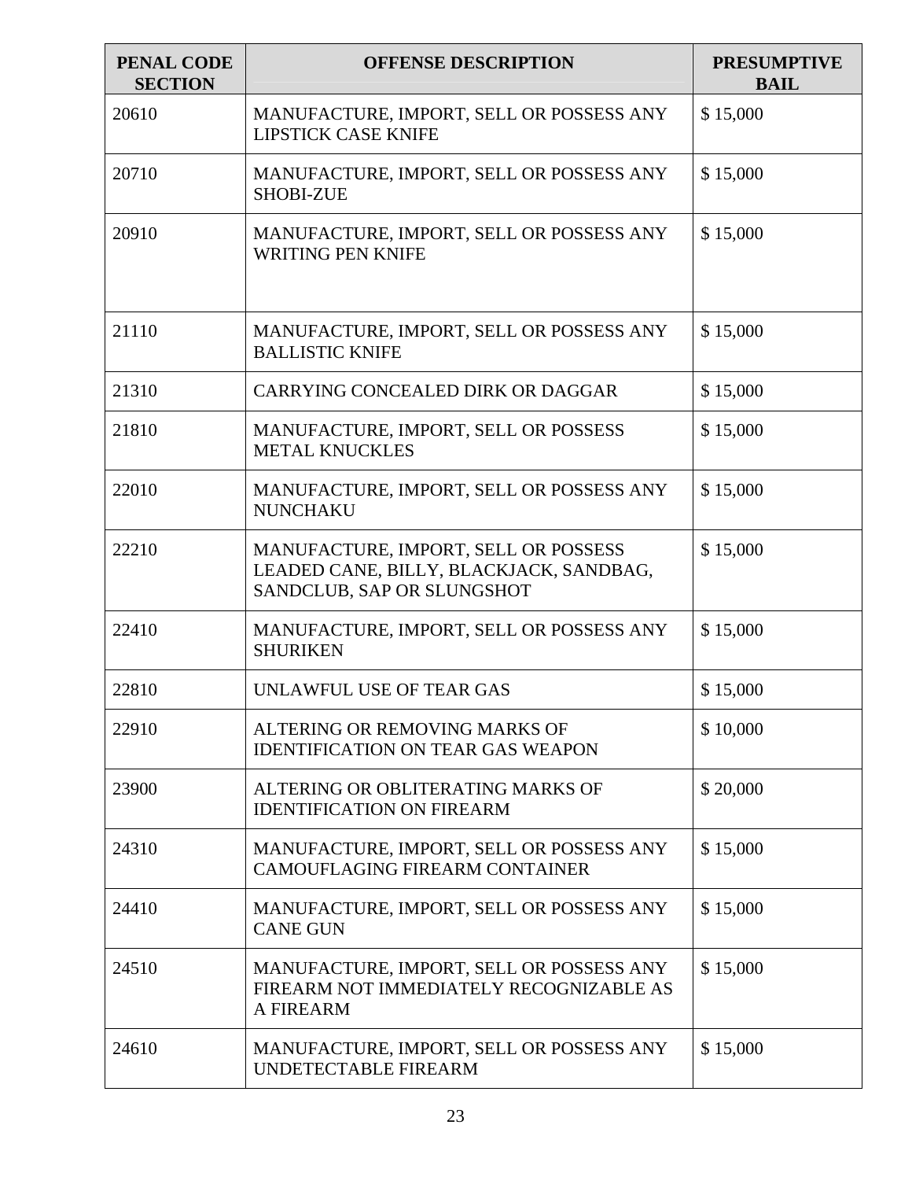| PENAL CODE SECTION | OFFENSE DESCRIPTION | PRESUMPTIVE BAIL |
|---|---|---|
| 20610 | MANUFACTURE, IMPORT, SELL OR POSSESS ANY LIPSTICK CASE KNIFE | $ 15,000 |
| 20710 | MANUFACTURE, IMPORT, SELL OR POSSESS ANY SHOBI-ZUE | $ 15,000 |
| 20910 | MANUFACTURE, IMPORT, SELL OR POSSESS ANY WRITING PEN KNIFE | $ 15,000 |
| 21110 | MANUFACTURE, IMPORT, SELL OR POSSESS ANY BALLISTIC KNIFE | $ 15,000 |
| 21310 | CARRYING CONCEALED DIRK OR DAGGAR | $ 15,000 |
| 21810 | MANUFACTURE, IMPORT, SELL OR POSSESS METAL KNUCKLES | $ 15,000 |
| 22010 | MANUFACTURE, IMPORT, SELL OR POSSESS ANY NUNCHAKU | $ 15,000 |
| 22210 | MANUFACTURE, IMPORT, SELL OR POSSESS LEADED CANE, BILLY, BLACKJACK, SANDBAG, SANDCLUB, SAP OR SLUNGSHOT | $ 15,000 |
| 22410 | MANUFACTURE, IMPORT, SELL OR POSSESS ANY SHURIKEN | $ 15,000 |
| 22810 | UNLAWFUL USE OF TEAR GAS | $ 15,000 |
| 22910 | ALTERING OR REMOVING MARKS OF IDENTIFICATION ON TEAR GAS WEAPON | $ 10,000 |
| 23900 | ALTERING OR OBLITERATING MARKS OF IDENTIFICATION ON FIREARM | $ 20,000 |
| 24310 | MANUFACTURE, IMPORT, SELL OR POSSESS ANY CAMOUFLAGING FIREARM CONTAINER | $ 15,000 |
| 24410 | MANUFACTURE, IMPORT, SELL OR POSSESS ANY CANE GUN | $ 15,000 |
| 24510 | MANUFACTURE, IMPORT, SELL OR POSSESS ANY FIREARM NOT IMMEDIATELY RECOGNIZABLE AS A FIREARM | $ 15,000 |
| 24610 | MANUFACTURE, IMPORT, SELL OR POSSESS ANY UNDETECTABLE FIREARM | $ 15,000 |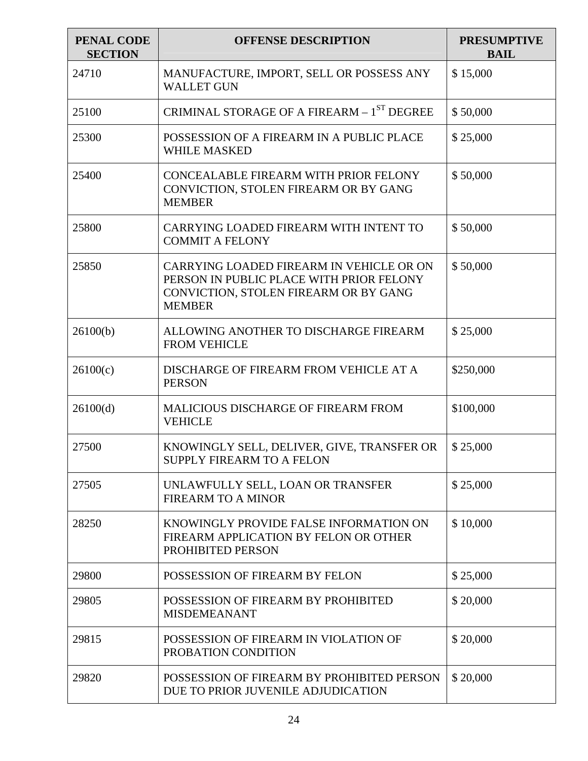| PENAL CODE SECTION | OFFENSE DESCRIPTION | PRESUMPTIVE BAIL |
|---|---|---|
| 24710 | MANUFACTURE, IMPORT, SELL OR POSSESS ANY WALLET GUN | $ 15,000 |
| 25100 | CRIMINAL STORAGE OF A FIREARM – 1ST DEGREE | $ 50,000 |
| 25300 | POSSESSION OF A FIREARM IN A PUBLIC PLACE WHILE MASKED | $ 25,000 |
| 25400 | CONCEALABLE FIREARM WITH PRIOR FELONY CONVICTION, STOLEN FIREARM OR BY GANG MEMBER | $ 50,000 |
| 25800 | CARRYING LOADED FIREARM WITH INTENT TO COMMIT A FELONY | $ 50,000 |
| 25850 | CARRYING LOADED FIREARM IN VEHICLE OR ON PERSON IN PUBLIC PLACE WITH PRIOR FELONY CONVICTION, STOLEN FIREARM OR BY GANG MEMBER | $ 50,000 |
| 26100(b) | ALLOWING ANOTHER TO DISCHARGE FIREARM FROM VEHICLE | $ 25,000 |
| 26100(c) | DISCHARGE OF FIREARM FROM VEHICLE AT A PERSON | $250,000 |
| 26100(d) | MALICIOUS DISCHARGE OF FIREARM FROM VEHICLE | $100,000 |
| 27500 | KNOWINGLY SELL, DELIVER, GIVE, TRANSFER OR SUPPLY FIREARM TO A FELON | $ 25,000 |
| 27505 | UNLAWFULLY SELL, LOAN OR TRANSFER FIREARM TO A MINOR | $ 25,000 |
| 28250 | KNOWINGLY PROVIDE FALSE INFORMATION ON FIREARM APPLICATION BY FELON OR OTHER PROHIBITED PERSON | $ 10,000 |
| 29800 | POSSESSION OF FIREARM BY FELON | $ 25,000 |
| 29805 | POSSESSION OF FIREARM BY PROHIBITED MISDEMEANANT | $ 20,000 |
| 29815 | POSSESSION OF FIREARM IN VIOLATION OF PROBATION CONDITION | $ 20,000 |
| 29820 | POSSESSION OF FIREARM BY PROHIBITED PERSON DUE TO PRIOR JUVENILE ADJUDICATION | $ 20,000 |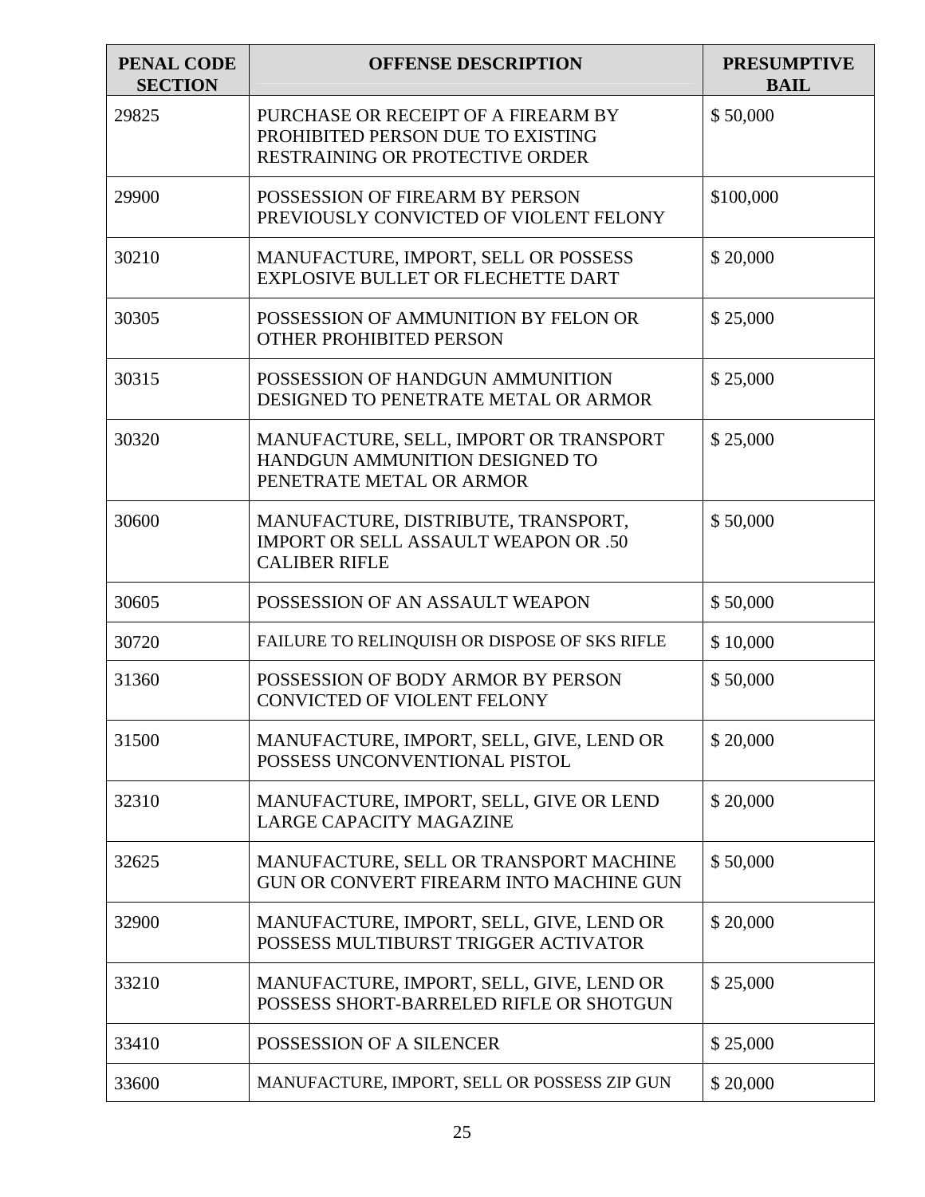| PENAL CODE SECTION | OFFENSE DESCRIPTION | PRESUMPTIVE BAIL |
|---|---|---|
| 29825 | PURCHASE OR RECEIPT OF A FIREARM BY PROHIBITED PERSON DUE TO EXISTING RESTRAINING OR PROTECTIVE ORDER | $ 50,000 |
| 29900 | POSSESSION OF FIREARM BY PERSON PREVIOUSLY CONVICTED OF VIOLENT FELONY | $100,000 |
| 30210 | MANUFACTURE, IMPORT, SELL OR POSSESS EXPLOSIVE BULLET OR FLECHETTE DART | $ 20,000 |
| 30305 | POSSESSION OF AMMUNITION BY FELON OR OTHER PROHIBITED PERSON | $ 25,000 |
| 30315 | POSSESSION OF HANDGUN AMMUNITION DESIGNED TO PENETRATE METAL OR ARMOR | $ 25,000 |
| 30320 | MANUFACTURE, SELL, IMPORT OR TRANSPORT HANDGUN AMMUNITION DESIGNED TO PENETRATE METAL OR ARMOR | $ 25,000 |
| 30600 | MANUFACTURE, DISTRIBUTE, TRANSPORT, IMPORT OR SELL ASSAULT WEAPON OR .50 CALIBER RIFLE | $ 50,000 |
| 30605 | POSSESSION OF AN ASSAULT WEAPON | $ 50,000 |
| 30720 | FAILURE TO RELINQUISH OR DISPOSE OF SKS RIFLE | $ 10,000 |
| 31360 | POSSESSION OF BODY ARMOR BY PERSON CONVICTED OF VIOLENT FELONY | $ 50,000 |
| 31500 | MANUFACTURE, IMPORT, SELL, GIVE, LEND OR POSSESS UNCONVENTIONAL PISTOL | $ 20,000 |
| 32310 | MANUFACTURE, IMPORT, SELL, GIVE OR LEND LARGE CAPACITY MAGAZINE | $ 20,000 |
| 32625 | MANUFACTURE, SELL OR TRANSPORT MACHINE GUN OR CONVERT FIREARM INTO MACHINE GUN | $ 50,000 |
| 32900 | MANUFACTURE, IMPORT, SELL, GIVE, LEND OR POSSESS MULTIBURST TRIGGER ACTIVATOR | $ 20,000 |
| 33210 | MANUFACTURE, IMPORT, SELL, GIVE, LEND OR POSSESS SHORT-BARRELED RIFLE OR SHOTGUN | $ 25,000 |
| 33410 | POSSESSION OF A SILENCER | $ 25,000 |
| 33600 | MANUFACTURE, IMPORT, SELL OR POSSESS ZIP GUN | $ 20,000 |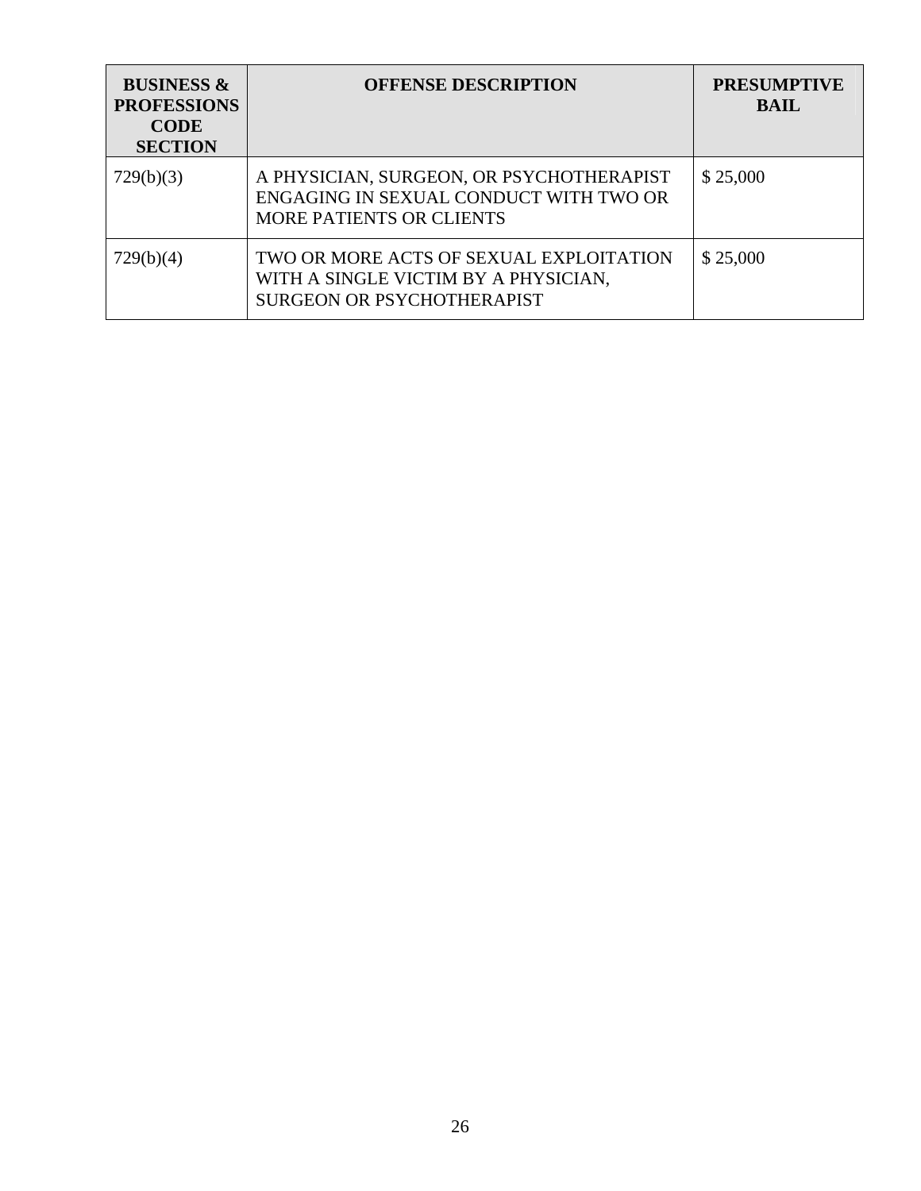| BUSINESS & PROFESSIONS CODE SECTION | OFFENSE DESCRIPTION | PRESUMPTIVE BAIL |
|---|---|---|
| 729(b)(3) | A PHYSICIAN, SURGEON, OR PSYCHOTHERAPIST ENGAGING IN SEXUAL CONDUCT WITH TWO OR MORE PATIENTS OR CLIENTS | $ 25,000 |
| 729(b)(4) | TWO OR MORE ACTS OF SEXUAL EXPLOITATION WITH A SINGLE VICTIM BY A PHYSICIAN, SURGEON OR PSYCHOTHERAPIST | $ 25,000 |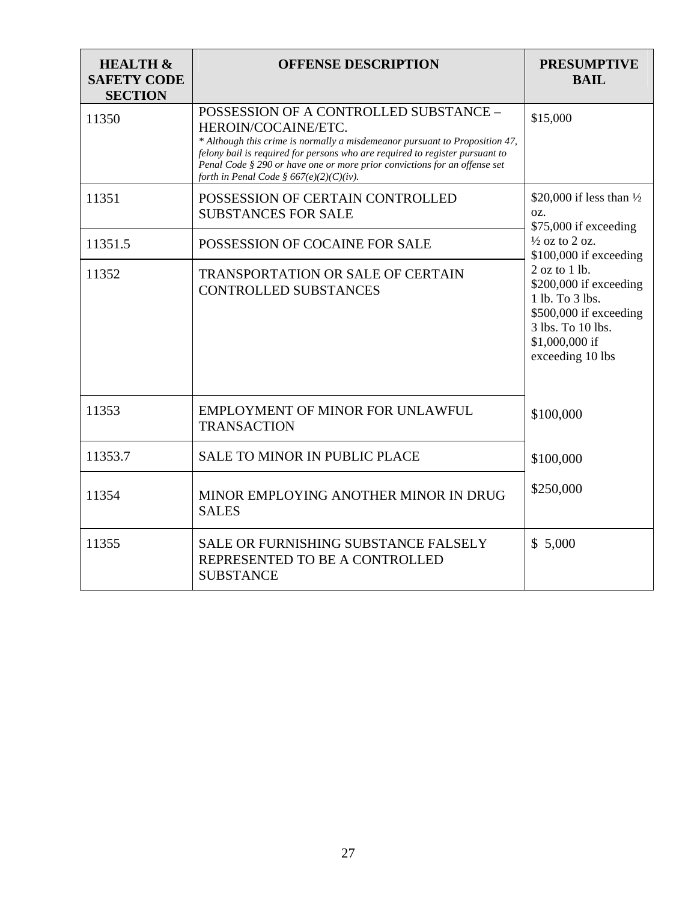| HEALTH & SAFETY CODE SECTION | OFFENSE DESCRIPTION | PRESUMPTIVE BAIL |
|---|---|---|
| 11350 | POSSESSION OF A CONTROLLED SUBSTANCE – HEROIN/COCAINE/ETC. *\* Although this crime is normally a misdemeanor pursuant to Proposition 47, felony bail is required for persons who are required to register pursuant to Penal Code § 290 or have one or more prior convictions for an offense set forth in Penal Code § 667(e)(2)(C)(iv).* | $15,000 |
| 11351 | POSSESSION OF CERTAIN CONTROLLED SUBSTANCES FOR SALE | $20,000 if less than ½ oz. $75,000 if exceeding ½ oz to 2 oz. $100,000 if exceeding 2 oz to 1 lb. $200,000 if exceeding 1 lb. To 3 lbs. $500,000 if exceeding 3 lbs. To 10 lbs. $1,000,000 if exceeding 10 lbs |
| 11351.5 | POSSESSION OF COCAINE FOR SALE | |
| 11352 | TRANSPORTATION OR SALE OF CERTAIN CONTROLLED SUBSTANCES | |
| 11353 | EMPLOYMENT OF MINOR FOR UNLAWFUL TRANSACTION | $100,000 |
| 11353.7 | SALE TO MINOR IN PUBLIC PLACE | $100,000 |
| 11354 | MINOR EMPLOYING ANOTHER MINOR IN DRUG SALES | $250,000 |
| 11355 | SALE OR FURNISHING SUBSTANCE FALSELY REPRESENTED TO BE A CONTROLLED SUBSTANCE | $ 5,000 |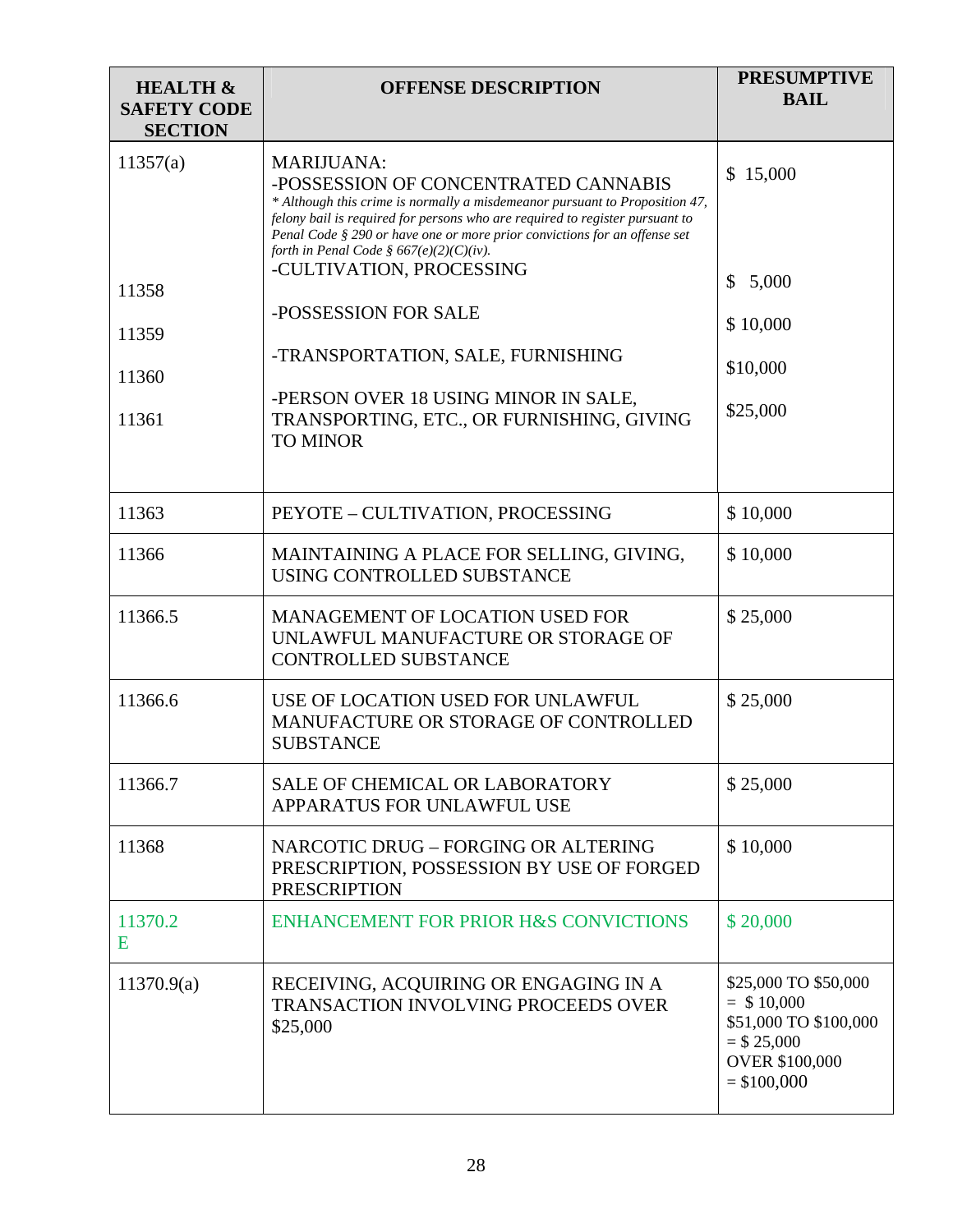| HEALTH & SAFETY CODE SECTION | OFFENSE DESCRIPTION | PRESUMPTIVE BAIL |
|---|---|---|
| 11357(a) | MARIJUANA:<br>-POSSESSION OF CONCENTRATED CANNABIS<br>*\* Although this crime is normally a misdemeanor pursuant to Proposition 47, felony bail is required for persons who are required to register pursuant to Penal Code § 290 or have one or more prior convictions for an offense set forth in Penal Code § 667(e)(2)(C)(iv).* | $ 15,000 |
| 11358 | -CULTIVATION, PROCESSING | $ 5,000 |
| 11359 | -POSSESSION FOR SALE | $ 10,000 |
| 11360 | -TRANSPORTATION, SALE, FURNISHING | $10,000 |
| 11361 | -PERSON OVER 18 USING MINOR IN SALE, TRANSPORTING, ETC., OR FURNISHING, GIVING TO MINOR | $25,000 |
| 11363 | PEYOTE – CULTIVATION, PROCESSING | $ 10,000 |
| 11366 | MAINTAINING A PLACE FOR SELLING, GIVING, USING CONTROLLED SUBSTANCE | $ 10,000 |
| 11366.5 | MANAGEMENT OF LOCATION USED FOR UNLAWFUL MANUFACTURE OR STORAGE OF CONTROLLED SUBSTANCE | $ 25,000 |
| 11366.6 | USE OF LOCATION USED FOR UNLAWFUL MANUFACTURE OR STORAGE OF CONTROLLED SUBSTANCE | $ 25,000 |
| 11366.7 | SALE OF CHEMICAL OR LABORATORY APPARATUS FOR UNLAWFUL USE | $ 25,000 |
| 11368 | NARCOTIC DRUG – FORGING OR ALTERING PRESCRIPTION, POSSESSION BY USE OF FORGED PRESCRIPTION | $ 10,000 |
| 11370.2 E | ENHANCEMENT FOR PRIOR H&S CONVICTIONS | $ 20,000 |
| 11370.9(a) | RECEIVING, ACQUIRING OR ENGAGING IN A TRANSACTION INVOLVING PROCEEDS OVER $25,000 | $25,000 TO $50,000 = $ 10,000<br>$51,000 TO $100,000 = $ 25,000<br>OVER $100,000 = $100,000 |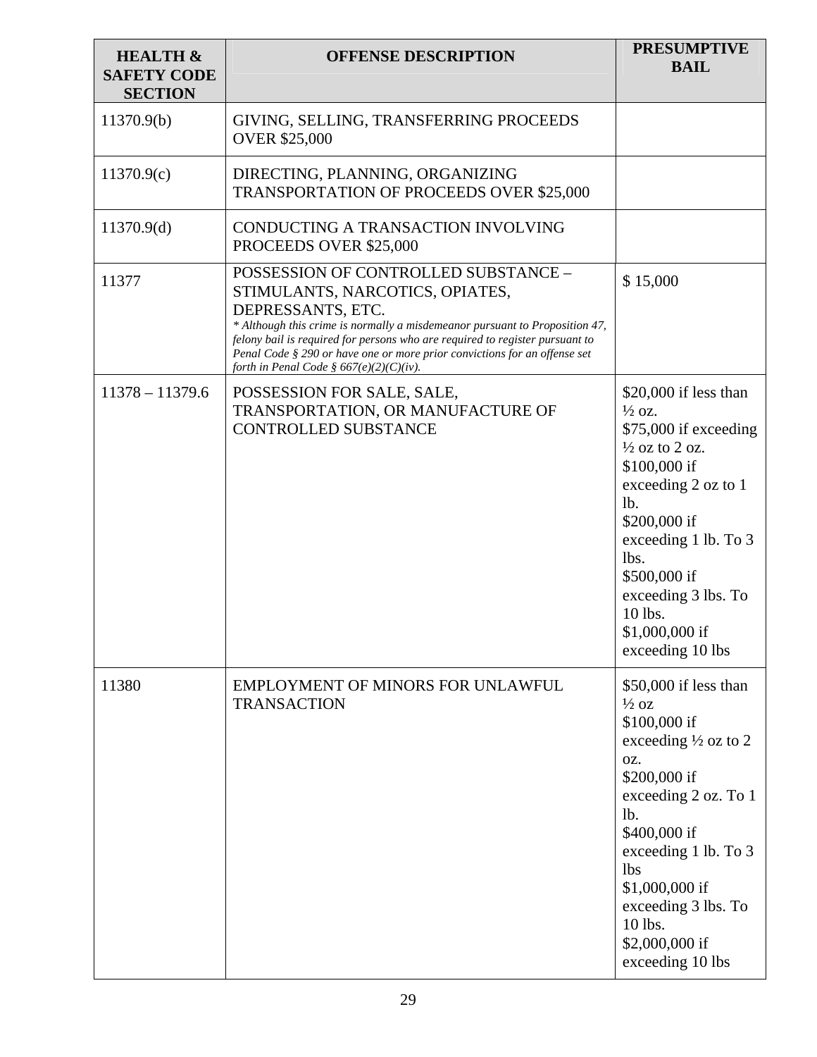| HEALTH & SAFETY CODE SECTION | OFFENSE DESCRIPTION | PRESUMPTIVE BAIL |
|---|---|---|
| 11370.9(b) | GIVING, SELLING, TRANSFERRING PROCEEDS OVER $25,000 | |
| 11370.9(c) | DIRECTING, PLANNING, ORGANIZING TRANSPORTATION OF PROCEEDS OVER $25,000 | |
| 11370.9(d) | CONDUCTING A TRANSACTION INVOLVING PROCEEDS OVER $25,000 | |
| 11377 | POSSESSION OF CONTROLLED SUBSTANCE – STIMULANTS, NARCOTICS, OPIATES, DEPRESSANTS, ETC. *\* Although this crime is normally a misdemeanor pursuant to Proposition 47, felony bail is required for persons who are required to register pursuant to Penal Code § 290 or have one or more prior convictions for an offense set forth in Penal Code § 667(e)(2)(C)(iv).* | $ 15,000 |
| 11378 – 11379.6 | POSSESSION FOR SALE, SALE, TRANSPORTATION, OR MANUFACTURE OF CONTROLLED SUBSTANCE | $20,000 if less than ½ oz.<br>$75,000 if exceeding ½ oz to 2 oz.<br>$100,000 if exceeding 2 oz to 1 lb.<br>$200,000 if exceeding 1 lb. To 3 lbs.<br>$500,000 if exceeding 3 lbs. To 10 lbs.<br>$1,000,000 if exceeding 10 lbs |
| 11380 | EMPLOYMENT OF MINORS FOR UNLAWFUL TRANSACTION | $50,000 if less than ½ oz<br>$100,000 if exceeding ½ oz to 2 oz.<br>$200,000 if exceeding 2 oz. To 1 lb.<br>$400,000 if exceeding 1 lb. To 3 lbs<br>$1,000,000 if exceeding 3 lbs. To 10 lbs.<br>$2,000,000 if exceeding 10 lbs |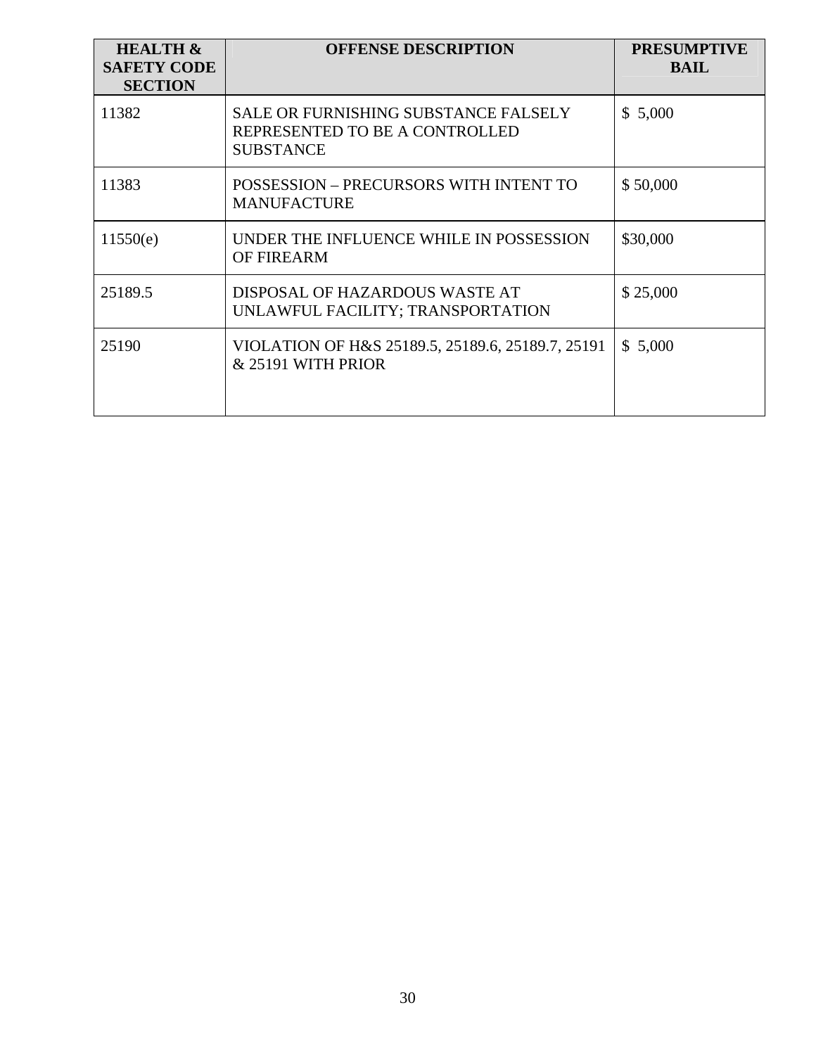| HEALTH & SAFETY CODE SECTION | OFFENSE DESCRIPTION | PRESUMPTIVE BAIL |
|---|---|---|
| 11382 | SALE OR FURNISHING SUBSTANCE FALSELY REPRESENTED TO BE A CONTROLLED SUBSTANCE | $ 5,000 |
| 11383 | POSSESSION – PRECURSORS WITH INTENT TO MANUFACTURE | $ 50,000 |
| 11550(e) | UNDER THE INFLUENCE WHILE IN POSSESSION OF FIREARM | $30,000 |
| 25189.5 | DISPOSAL OF HAZARDOUS WASTE AT UNLAWFUL FACILITY; TRANSPORTATION | $ 25,000 |
| 25190 | VIOLATION OF H&S 25189.5, 25189.6, 25189.7, 25191 & 25191 WITH PRIOR | $ 5,000 |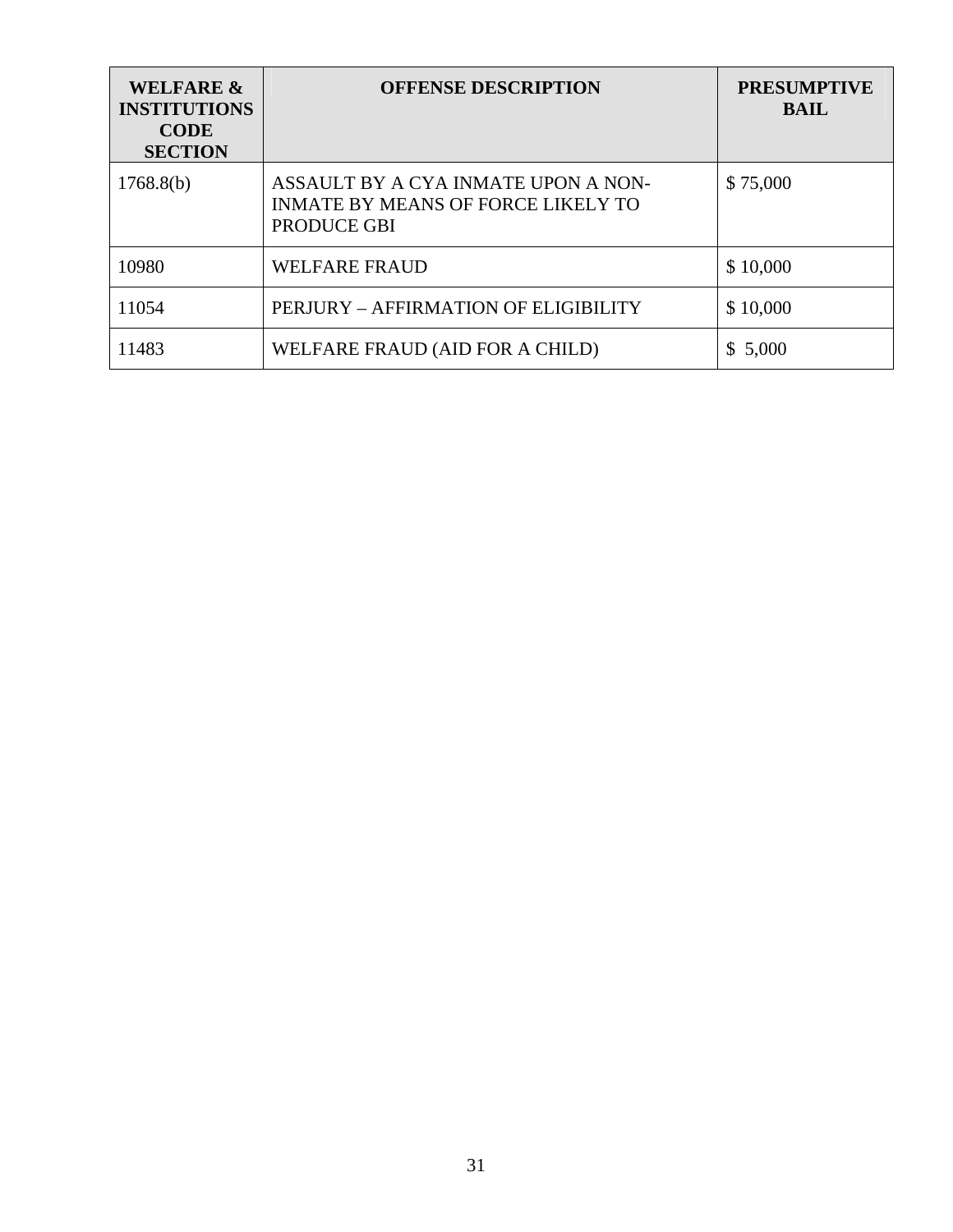| WELFARE & INSTITUTIONS CODE SECTION | OFFENSE DESCRIPTION | PRESUMPTIVE BAIL |
|---|---|---|
| 1768.8(b) | ASSAULT BY A CYA INMATE UPON A NON-INMATE BY MEANS OF FORCE LIKELY TO PRODUCE GBI | $ 75,000 |
| 10980 | WELFARE FRAUD | $ 10,000 |
| 11054 | PERJURY – AFFIRMATION OF ELIGIBILITY | $ 10,000 |
| 11483 | WELFARE FRAUD (AID FOR A CHILD) | $ 5,000 |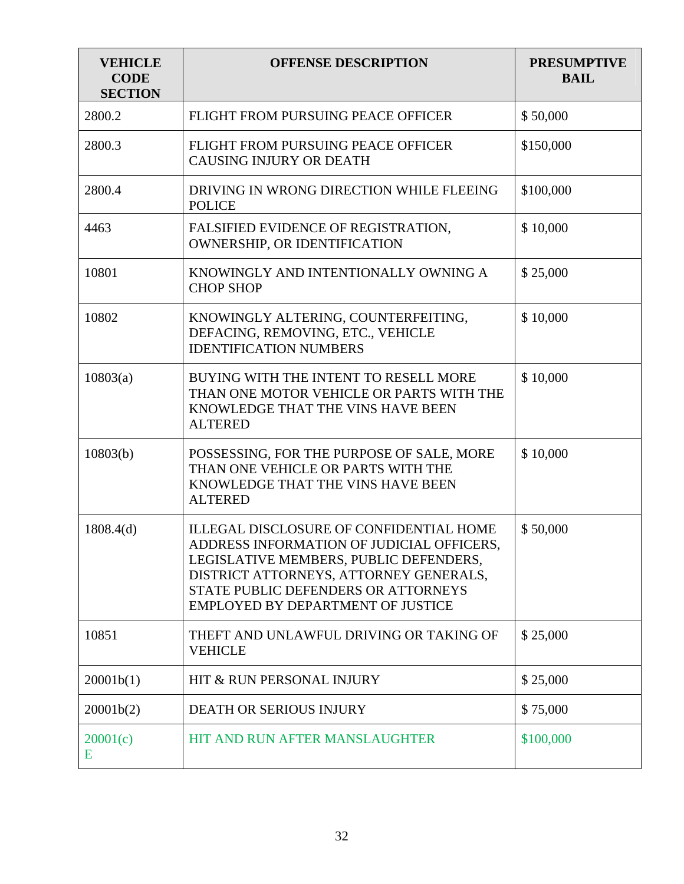| VEHICLE CODE SECTION | OFFENSE DESCRIPTION | PRESUMPTIVE BAIL |
|---|---|---|
| 2800.2 | FLIGHT FROM PURSUING PEACE OFFICER | $ 50,000 |
| 2800.3 | FLIGHT FROM PURSUING PEACE OFFICER CAUSING INJURY OR DEATH | $150,000 |
| 2800.4 | DRIVING IN WRONG DIRECTION WHILE FLEEING POLICE | $100,000 |
| 4463 | FALSIFIED EVIDENCE OF REGISTRATION, OWNERSHIP, OR IDENTIFICATION | $ 10,000 |
| 10801 | KNOWINGLY AND INTENTIONALLY OWNING A CHOP SHOP | $ 25,000 |
| 10802 | KNOWINGLY ALTERING, COUNTERFEITING, DEFACING, REMOVING, ETC., VEHICLE IDENTIFICATION NUMBERS | $ 10,000 |
| 10803(a) | BUYING WITH THE INTENT TO RESELL MORE THAN ONE MOTOR VEHICLE OR PARTS WITH THE KNOWLEDGE THAT THE VINS HAVE BEEN ALTERED | $ 10,000 |
| 10803(b) | POSSESSING, FOR THE PURPOSE OF SALE, MORE THAN ONE VEHICLE OR PARTS WITH THE KNOWLEDGE THAT THE VINS HAVE BEEN ALTERED | $ 10,000 |
| 1808.4(d) | ILLEGAL DISCLOSURE OF CONFIDENTIAL HOME ADDRESS INFORMATION OF JUDICIAL OFFICERS, LEGISLATIVE MEMBERS, PUBLIC DEFENDERS, DISTRICT ATTORNEYS, ATTORNEY GENERALS, STATE PUBLIC DEFENDERS OR ATTORNEYS EMPLOYED BY DEPARTMENT OF JUSTICE | $ 50,000 |
| 10851 | THEFT AND UNLAWFUL DRIVING OR TAKING OF VEHICLE | $ 25,000 |
| 20001b(1) | HIT & RUN PERSONAL INJURY | $ 25,000 |
| 20001b(2) | DEATH OR SERIOUS INJURY | $ 75,000 |
| 20001(c) E | HIT AND RUN AFTER MANSLAUGHTER | $100,000 |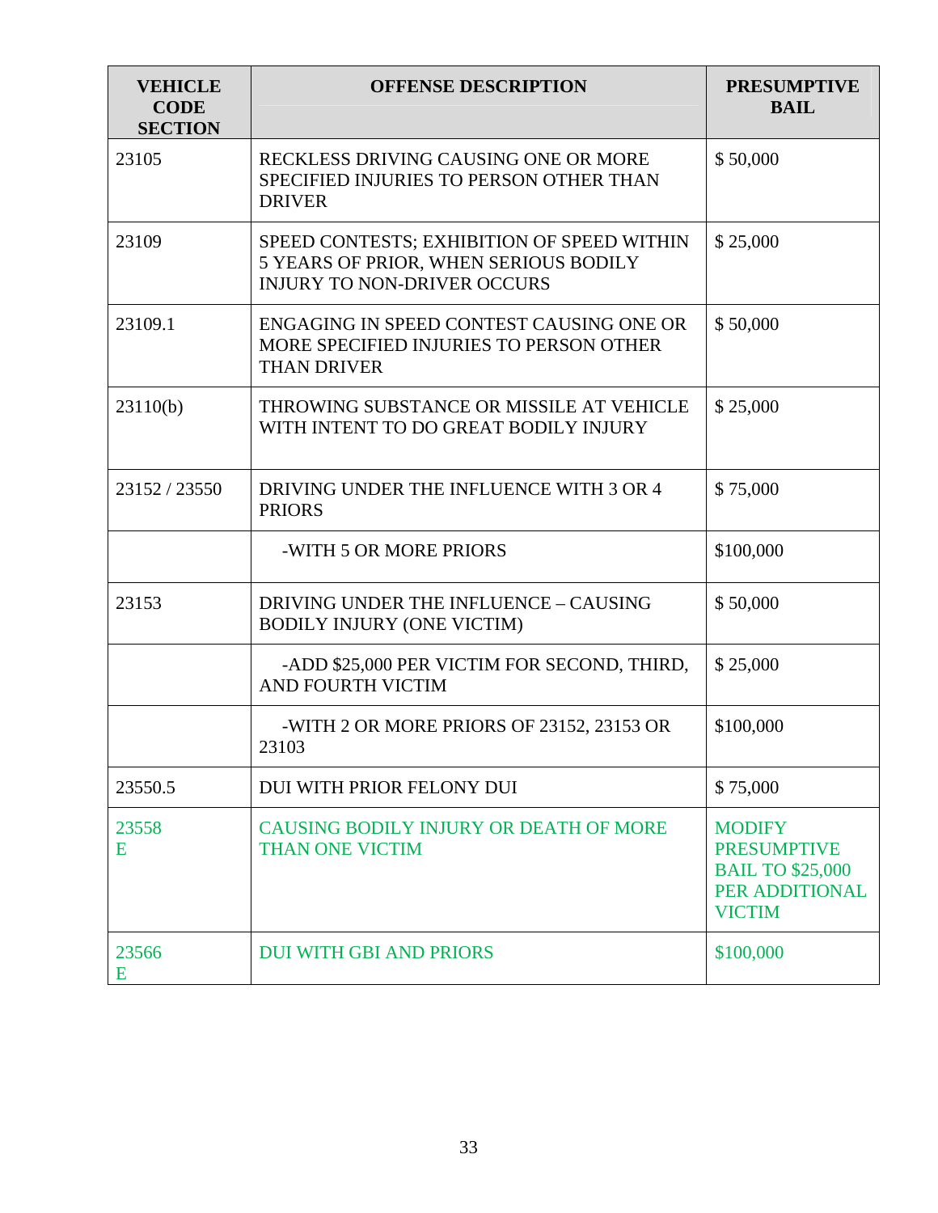| VEHICLE CODE SECTION | OFFENSE DESCRIPTION | PRESUMPTIVE BAIL |
|---|---|---|
| 23105 | RECKLESS DRIVING CAUSING ONE OR MORE SPECIFIED INJURIES TO PERSON OTHER THAN DRIVER | $ 50,000 |
| 23109 | SPEED CONTESTS; EXHIBITION OF SPEED WITHIN 5 YEARS OF PRIOR, WHEN SERIOUS BODILY INJURY TO NON-DRIVER OCCURS | $ 25,000 |
| 23109.1 | ENGAGING IN SPEED CONTEST CAUSING ONE OR MORE SPECIFIED INJURIES TO PERSON OTHER THAN DRIVER | $ 50,000 |
| 23110(b) | THROWING SUBSTANCE OR MISSILE AT VEHICLE WITH INTENT TO DO GREAT BODILY INJURY | $ 25,000 |
| 23152 / 23550 | DRIVING UNDER THE INFLUENCE WITH 3 OR 4 PRIORS | $ 75,000 |
| | -WITH 5 OR MORE PRIORS | $100,000 |
| 23153 | DRIVING UNDER THE INFLUENCE – CAUSING BODILY INJURY (ONE VICTIM) | $ 50,000 |
| | -ADD $25,000 PER VICTIM FOR SECOND, THIRD, AND FOURTH VICTIM | $ 25,000 |
| | -WITH 2 OR MORE PRIORS OF 23152, 23153 OR 23103 | $100,000 |
| 23550.5 | DUI WITH PRIOR FELONY DUI | $ 75,000 |
| 23558 E | CAUSING BODILY INJURY OR DEATH OF MORE THAN ONE VICTIM | MODIFY PRESUMPTIVE BAIL TO $25,000 PER ADDITIONAL VICTIM |
| 23566 E | DUI WITH GBI AND PRIORS | $100,000 |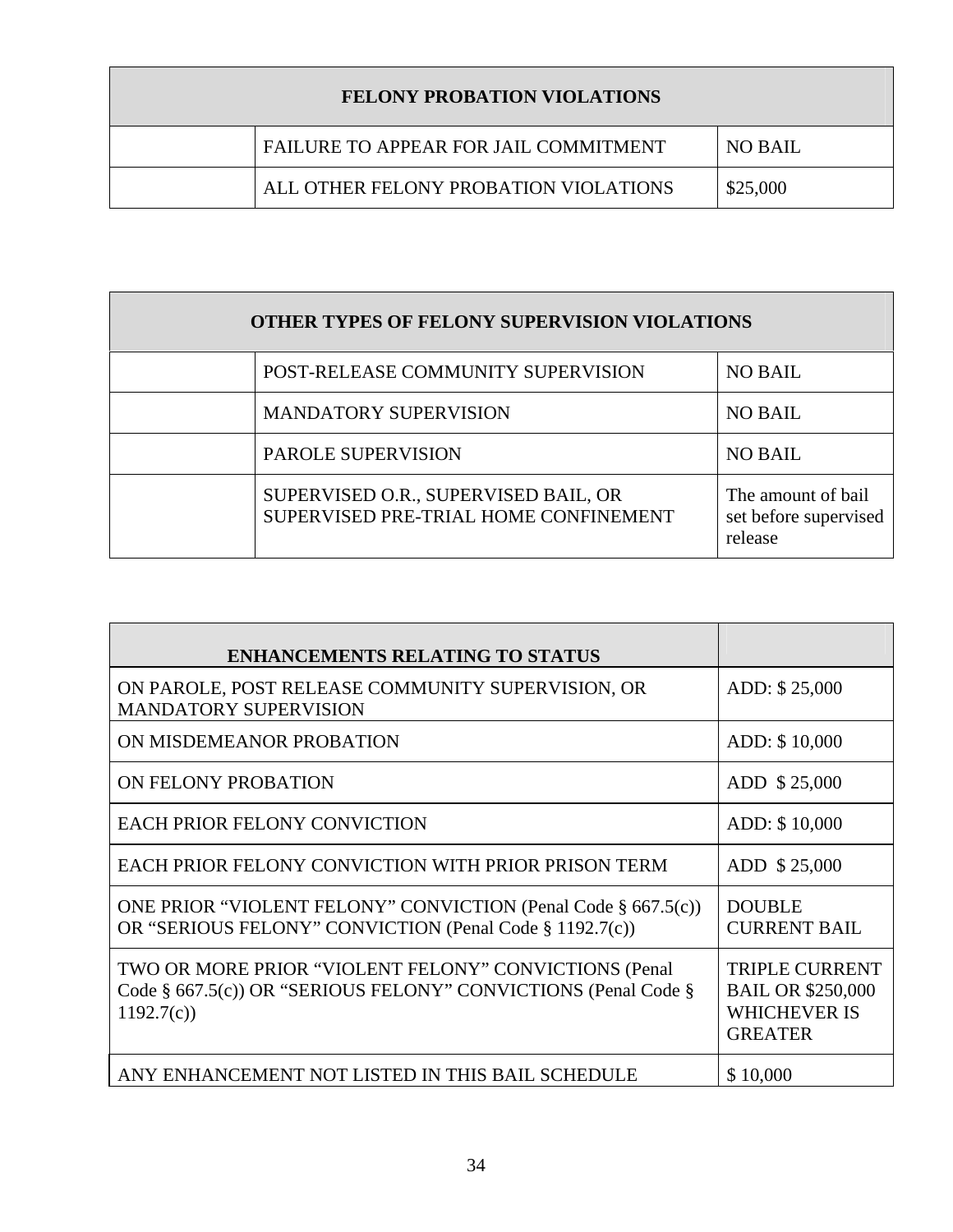| FELONY PROBATION VIOLATIONS | | |
|---|---|---|
| | FAILURE TO APPEAR FOR JAIL COMMITMENT | NO BAIL |
| | ALL OTHER FELONY PROBATION VIOLATIONS | $25,000 |

| OTHER TYPES OF FELONY SUPERVISION VIOLATIONS | | |
|---|---|---|
| | POST-RELEASE COMMUNITY SUPERVISION | NO BAIL |
| | MANDATORY SUPERVISION | NO BAIL |
| | PAROLE SUPERVISION | NO BAIL |
| | SUPERVISED O.R., SUPERVISED BAIL, OR SUPERVISED PRE-TRIAL HOME CONFINEMENT | The amount of bail set before supervised release |

| ENHANCEMENTS RELATING TO STATUS | |
|---|---|
| ON PAROLE, POST RELEASE COMMUNITY SUPERVISION, OR MANDATORY SUPERVISION | ADD: $ 25,000 |
| ON MISDEMEANOR PROBATION | ADD: $ 10,000 |
| ON FELONY PROBATION | ADD $ 25,000 |
| EACH PRIOR FELONY CONVICTION | ADD: $ 10,000 |
| EACH PRIOR FELONY CONVICTION WITH PRIOR PRISON TERM | ADD $ 25,000 |
| ONE PRIOR "VIOLENT FELONY" CONVICTION (Penal Code § 667.5(c)) OR "SERIOUS FELONY" CONVICTION (Penal Code § 1192.7(c)) | DOUBLE CURRENT BAIL |
| TWO OR MORE PRIOR "VIOLENT FELONY" CONVICTIONS (Penal Code § 667.5(c)) OR "SERIOUS FELONY" CONVICTIONS (Penal Code § 1192.7(c)) | TRIPLE CURRENT BAIL OR $250,000 WHICHEVER IS GREATER |
| ANY ENHANCEMENT NOT LISTED IN THIS BAIL SCHEDULE | $ 10,000 |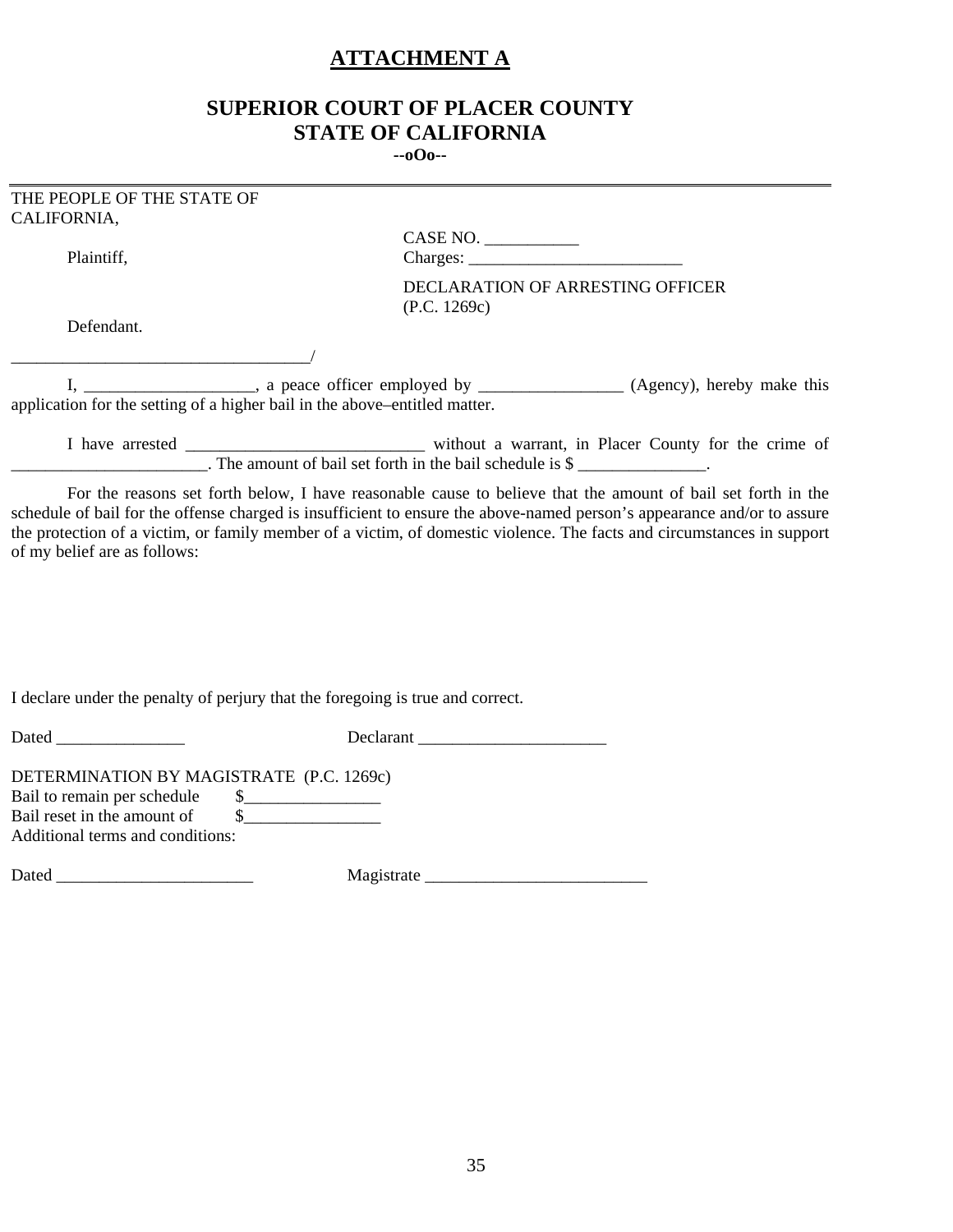# ATTACHMENT A

## SUPERIOR COURT OF PLACER COUNTY
## STATE OF CALIFORNIA

**--oOo--**

THE PEOPLE OF THE STATE OF CALIFORNIA,

Plaintiff,

Defendant.

___________________________________/

CASE NO. ___________

Charges: _________________________

DECLARATION OF ARRESTING OFFICER (P.C. 1269c)

I, ____________________, a peace officer employed by _________________ (Agency), hereby make this application for the setting of a higher bail in the above–entitled matter.

I have arrested ____________________________ without a warrant, in Placer County for the crime of _______________________. The amount of bail set forth in the bail schedule is $ _______________.

For the reasons set forth below, I have reasonable cause to believe that the amount of bail set forth in the schedule of bail for the offense charged is insufficient to ensure the above-named person's appearance and/or to assure the protection of a victim, or family member of a victim, of domestic violence. The facts and circumstances in support of my belief are as follows:

I declare under the penalty of perjury that the foregoing is true and correct.

Dated _______________ Declarant ______________________

DETERMINATION BY MAGISTRATE (P.C. 1269c)

Bail to remain per schedule $________________

Bail reset in the amount of $________________

Additional terms and conditions:

Dated _______________________ Magistrate __________________________